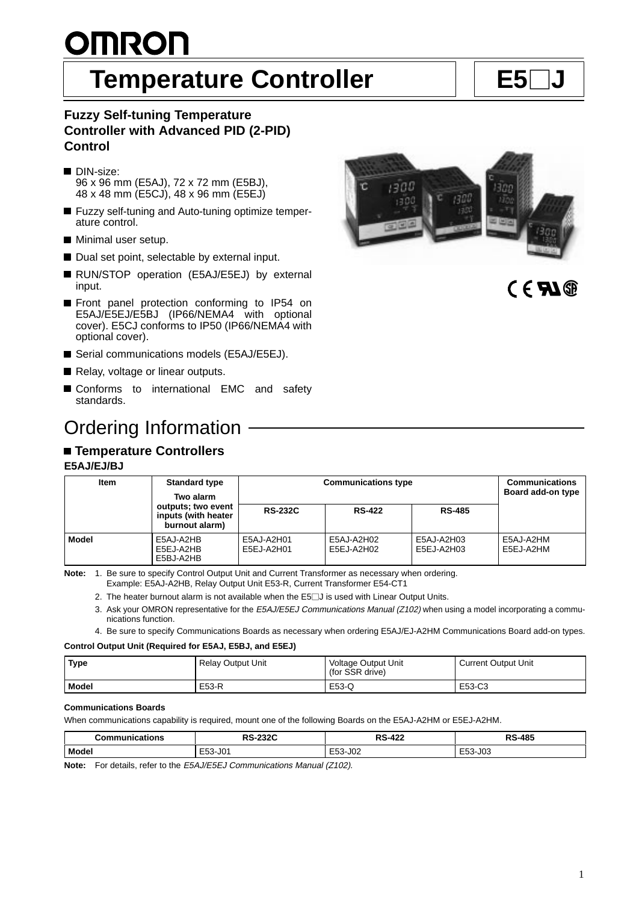# Temperature Controller

# E5□J

### Fuzzy Self-tuning Temperature Controller with Advanced PID (2-PID) Control

- DIN-size:
  96 x 96 mm (E5AJ), 72 x 72 mm (E5BJ), 48 x 48 mm (E5CJ), 48 x 96 mm (E5EJ)
- Fuzzy self-tuning and Auto-tuning optimize temperature control.
- Minimal user setup.
- Dual set point, selectable by external input.
- RUN/STOP operation (E5AJ/E5EJ) by external input.
- Front panel protection conforming to IP54 on E5AJ/E5EJ/E5BJ (IP66/NEMA4 with optional cover). E5CJ conforms to IP50 (IP66/NEMA4 with optional cover).
- Serial communications models (E5AJ/E5EJ).
- Relay, voltage or linear outputs.
- Conforms to international EMC and safety standards.

## Ordering Information

### Temperature Controllers

**E5AJ/EJ/BJ**

| Item | Standard type<br>Two alarm outputs; two event inputs (with heater burnout alarm) | Communications type | | | Communications Board add-on type |
|---|---|---|---|---|---|
| | | RS-232C | RS-422 | RS-485 | |
| Model | E5AJ-A2HB<br>E5EJ-A2HB<br>E5BJ-A2HB | E5AJ-A2H01<br>E5EJ-A2H01 | E5AJ-A2H02<br>E5EJ-A2H02 | E5AJ-A2H03<br>E5EJ-A2H03 | E5AJ-A2HM<br>E5EJ-A2HM |

**Note:** 1. Be sure to specify Control Output Unit and Current Transformer as necessary when ordering.
Example: E5AJ-A2HB, Relay Output Unit E53-R, Current Transformer E54-CT1

2. The heater burnout alarm is not available when the E5□J is used with Linear Output Units.

3. Ask your OMRON representative for the *E5AJ/E5EJ Communications Manual (Z102)* when using a model incorporating a communications function.

4. Be sure to specify Communications Boards as necessary when ordering E5AJ/EJ-A2HM Communications Board add-on types.

**Control Output Unit (Required for E5AJ, E5BJ, and E5EJ)**

| Type | Relay Output Unit | Voltage Output Unit (for SSR drive) | Current Output Unit |
|---|---|---|---|
| Model | E53-R | E53-Q | E53-C3 |

**Communications Boards**

When communications capability is required, mount one of the following Boards on the E5AJ-A2HM or E5EJ-A2HM.

| Communications | RS-232C | RS-422 | RS-485 |
|---|---|---|---|
| Model | E53-J01 | E53-J02 | E53-J03 |

**Note:** For details, refer to the *E5AJ/E5EJ Communications Manual (Z102).*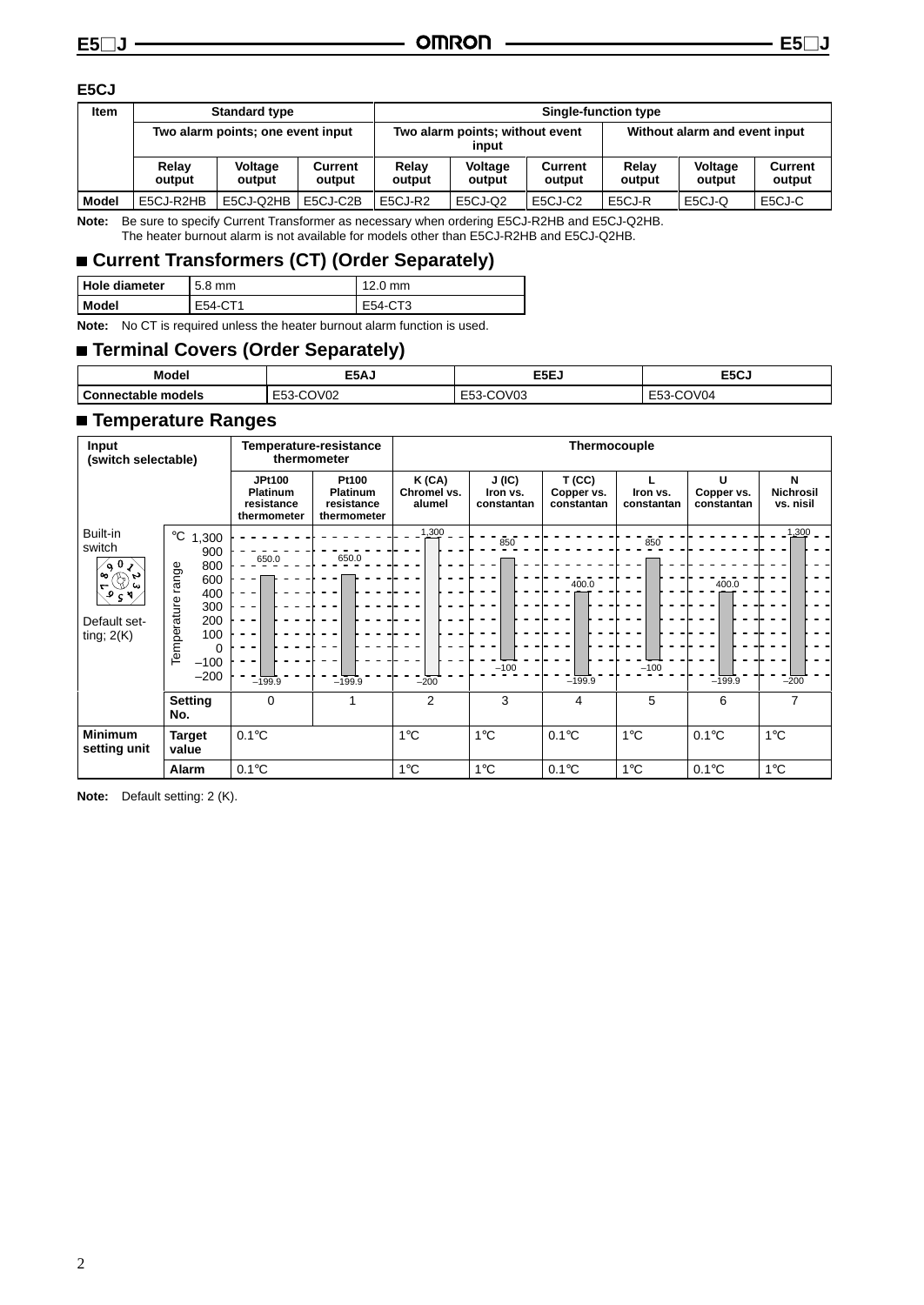### E5CJ

| Item | Standard type | | | Single-function type | | | | | |
|---|---|---|---|---|---|---|---|---|---|
| | Two alarm points; one event input | | | Two alarm points; without event input | | | Without alarm and event input | | |
| | Relay output | Voltage output | Current output | Relay output | Voltage output | Current output | Relay output | Voltage output | Current output |
| Model | E5CJ-R2HB | E5CJ-Q2HB | E5CJ-C2B | E5CJ-R2 | E5CJ-Q2 | E5CJ-C2 | E5CJ-R | E5CJ-Q | E5CJ-C |

**Note:** Be sure to specify Current Transformer as necessary when ordering E5CJ-R2HB and E5CJ-Q2HB. The heater burnout alarm is not available for models other than E5CJ-R2HB and E5CJ-Q2HB.

## ■ Current Transformers (CT) (Order Separately)

| Hole diameter | 5.8 mm | 12.0 mm |
|---|---|---|
| Model | E54-CT1 | E54-CT3 |

**Note:** No CT is required unless the heater burnout alarm function is used.

## ■ Terminal Covers (Order Separately)

| Model | E5AJ | E5EJ | E5CJ |
|---|---|---|---|
| Connectable models | E53-COV02 | E53-COV03 | E53-COV04 |

## ■ Temperature Ranges

| Input (switch selectable) | | Temperature-resistance thermometer | | Thermocouple | | | | | |
|---|---|---|---|---|---|---|---|---|---|
| | | JPt100 Platinum resistance thermometer | Pt100 Platinum resistance thermometer | K (CA) Chromel vs. alumel | J (IC) Iron vs. constantan | T (CC) Copper vs. constantan | L Iron vs. constantan | U Copper vs. constantan | N Nichrosil vs. nisil |
| Built-in switch; Default setting; 2(K) | Temperature range (°C) | −199.9 to 650.0 | −199.9 to 650.0 | −200 to 1,300 | −100 to 850 | −199.9 to 400.0 | −100 to 850 | −199.9 to 400.0 | −200 to 1,300 |
| | Setting No. | 0 | 1 | 2 | 3 | 4 | 5 | 6 | 7 |
| Minimum setting unit | Target value | 0.1°C | 0.1°C | 1°C | 1°C | 0.1°C | 1°C | 0.1°C | 1°C |
| | Alarm | 0.1°C | 0.1°C | 1°C | 1°C | 0.1°C | 1°C | 0.1°C | 1°C |

**Note:** Default setting: 2 (K).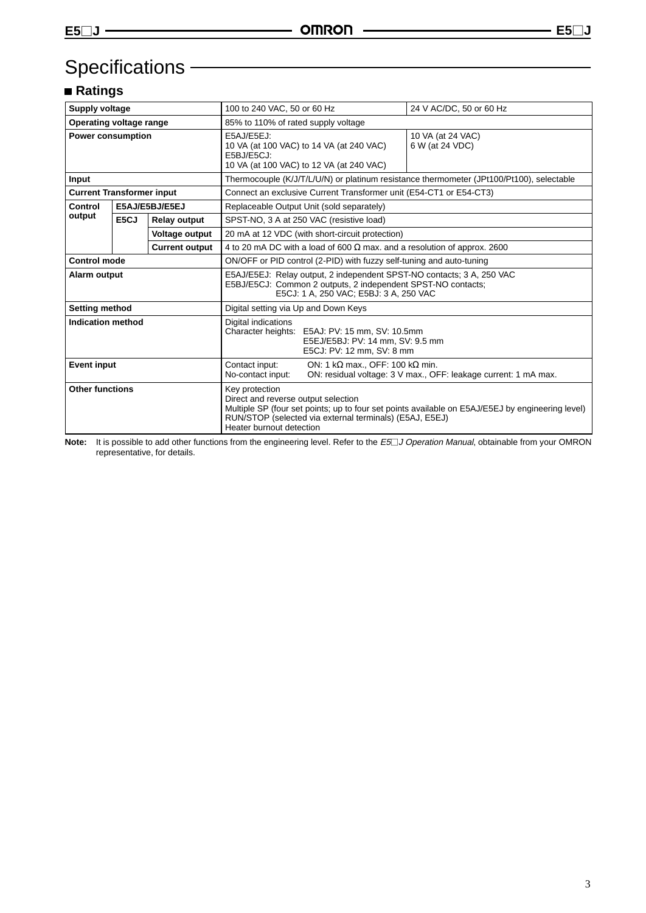# Specifications

## ■ Ratings

| Supply voltage | | | 100 to 240 VAC, 50 or 60 Hz | 24 V AC/DC, 50 or 60 Hz |
|---|---|---|---|---|
| Operating voltage range | | | 85% to 110% of rated supply voltage | |
| Power consumption | | | E5AJ/E5EJ:<br>10 VA (at 100 VAC) to 14 VA (at 240 VAC)<br>E5BJ/E5CJ:<br>10 VA (at 100 VAC) to 12 VA (at 240 VAC) | 10 VA (at 24 VAC)<br>6 W (at 24 VDC) |
| Input | | | Thermocouple (K/J/T/L/U/N) or platinum resistance thermometer (JPt100/Pt100), selectable | |
| Current Transformer input | | | Connect an exclusive Current Transformer unit (E54-CT1 or E54-CT3) | |
| Control output | E5AJ/E5BJ/E5EJ | | Replaceable Output Unit (sold separately) | |
| | E5CJ | Relay output | SPST-NO, 3 A at 250 VAC (resistive load) | |
| | | Voltage output | 20 mA at 12 VDC (with short-circuit protection) | |
| | | Current output | 4 to 20 mA DC with a load of 600 Ω max. and a resolution of approx. 2600 | |
| Control mode | | | ON/OFF or PID control (2-PID) with fuzzy self-tuning and auto-tuning | |
| Alarm output | | | E5AJ/E5EJ: Relay output, 2 independent SPST-NO contacts; 3 A, 250 VAC<br>E5BJ/E5CJ: Common 2 outputs, 2 independent SPST-NO contacts;<br>E5CJ: 1 A, 250 VAC; E5BJ: 3 A, 250 VAC | |
| Setting method | | | Digital setting via Up and Down Keys | |
| Indication method | | | Digital indications<br>Character heights: E5AJ: PV: 15 mm, SV: 10.5mm<br>E5EJ/E5BJ: PV: 14 mm, SV: 9.5 mm<br>E5CJ: PV: 12 mm, SV: 8 mm | |
| Event input | | | Contact input: ON: 1 kΩ max., OFF: 100 kΩ min.<br>No-contact input: ON: residual voltage: 3 V max., OFF: leakage current: 1 mA max. | |
| Other functions | | | Key protection<br>Direct and reverse output selection<br>Multiple SP (four set points; up to four set points available on E5AJ/E5EJ by engineering level)<br>RUN/STOP (selected via external terminals) (E5AJ, E5EJ)<br>Heater burnout detection | |

**Note:** It is possible to add other functions from the engineering level. Refer to the *E5□J Operation Manual*, obtainable from your OMRON representative, for details.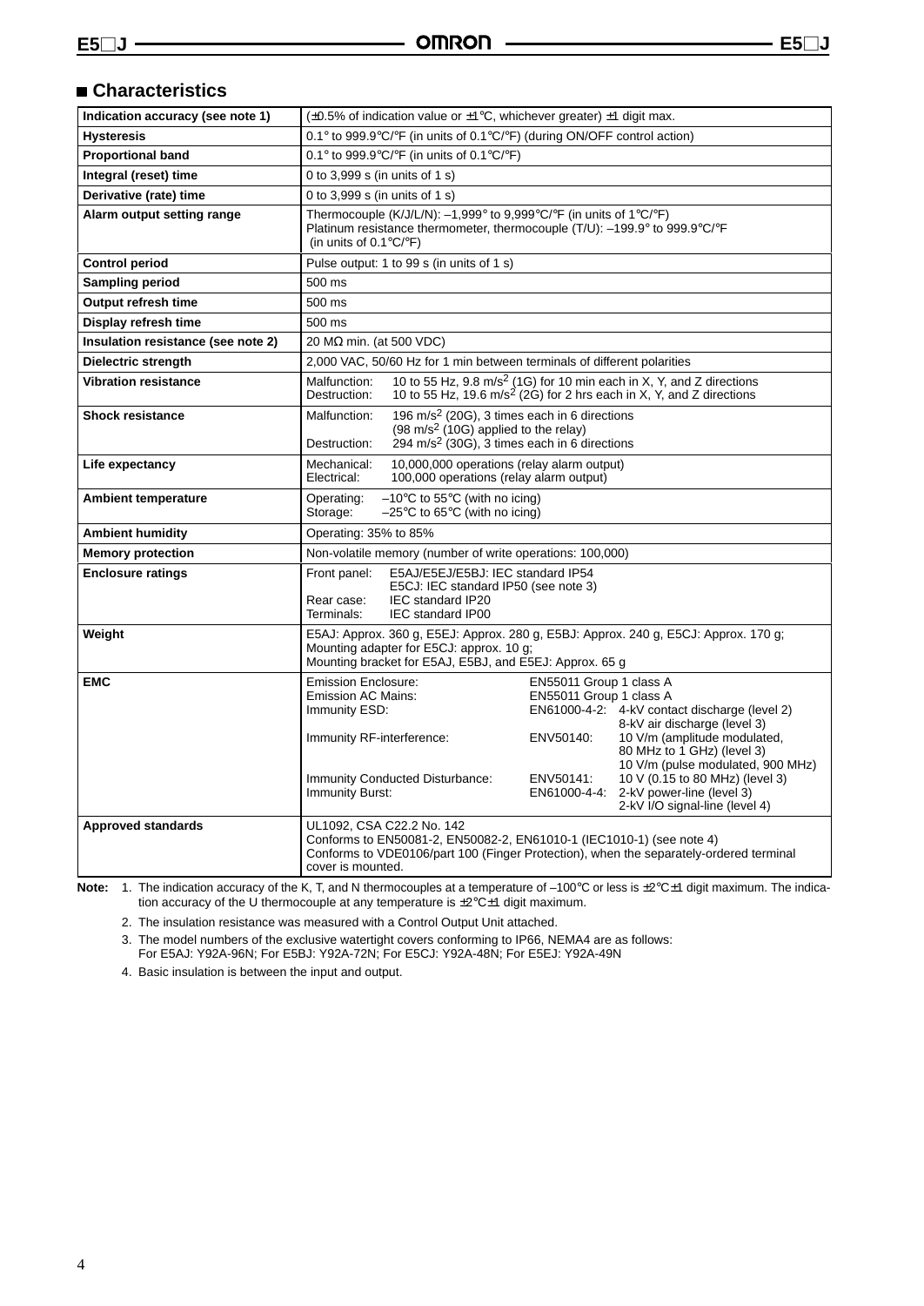## Characteristics

| | |
|---|---|
| **Indication accuracy (see note 1)** | (±0.5% of indication value or ±1°C, whichever greater) ±1 digit max. |
| **Hysteresis** | 0.1° to 999.9°C/°F (in units of 0.1°C/°F) (during ON/OFF control action) |
| **Proportional band** | 0.1° to 999.9°C/°F (in units of 0.1°C/°F) |
| **Integral (reset) time** | 0 to 3,999 s (in units of 1 s) |
| **Derivative (rate) time** | 0 to 3,999 s (in units of 1 s) |
| **Alarm output setting range** | Thermocouple (K/J/L/N): –1,999° to 9,999°C/°F (in units of 1°C/°F)<br>Platinum resistance thermometer, thermocouple (T/U): –199.9° to 999.9°C/°F (in units of 0.1°C/°F) |
| **Control period** | Pulse output: 1 to 99 s (in units of 1 s) |
| **Sampling period** | 500 ms |
| **Output refresh time** | 500 ms |
| **Display refresh time** | 500 ms |
| **Insulation resistance (see note 2)** | 20 MΩ min. (at 500 VDC) |
| **Dielectric strength** | 2,000 VAC, 50/60 Hz for 1 min between terminals of different polarities |
| **Vibration resistance** | Malfunction: 10 to 55 Hz, 9.8 m/s$^2$ (1G) for 10 min each in X, Y, and Z directions<br>Destruction: 10 to 55 Hz, 19.6 m/s$^2$ (2G) for 2 hrs each in X, Y, and Z directions |
| **Shock resistance** | Malfunction: 196 m/s$^2$ (20G), 3 times each in 6 directions (98 m/s$^2$ (10G) applied to the relay)<br>Destruction: 294 m/s$^2$ (30G), 3 times each in 6 directions |
| **Life expectancy** | Mechanical: 10,000,000 operations (relay alarm output)<br>Electrical: 100,000 operations (relay alarm output) |
| **Ambient temperature** | Operating: –10°C to 55°C (with no icing)<br>Storage: –25°C to 65°C (with no icing) |
| **Ambient humidity** | Operating: 35% to 85% |
| **Memory protection** | Non-volatile memory (number of write operations: 100,000) |
| **Enclosure ratings** | Front panel: E5AJ/E5EJ/E5BJ: IEC standard IP54<br>E5CJ: IEC standard IP50 (see note 3)<br>Rear case: IEC standard IP20<br>Terminals: IEC standard IP00 |
| **Weight** | E5AJ: Approx. 360 g, E5EJ: Approx. 280 g, E5BJ: Approx. 240 g, E5CJ: Approx. 170 g;<br>Mounting adapter for E5CJ: approx. 10 g;<br>Mounting bracket for E5AJ, E5BJ, and E5EJ: Approx. 65 g |
| **EMC** | Emission Enclosure: EN55011 Group 1 class A<br>Emission AC Mains: EN55011 Group 1 class A<br>Immunity ESD: EN61000-4-2: 4-kV contact discharge (level 2) 8-kV air discharge (level 3)<br>Immunity RF-interference: ENV50140: 10 V/m (amplitude modulated, 80 MHz to 1 GHz) (level 3) 10 V/m (pulse modulated, 900 MHz)<br>Immunity Conducted Disturbance: ENV50141: 10 V (0.15 to 80 MHz) (level 3)<br>Immunity Burst: EN61000-4-4: 2-kV power-line (level 3) 2-kV I/O signal-line (level 4) |
| **Approved standards** | UL1092, CSA C22.2 No. 142<br>Conforms to EN50081-2, EN50082-2, EN61010-1 (IEC1010-1) (see note 4)<br>Conforms to VDE0106/part 100 (Finger Protection), when the separately-ordered terminal cover is mounted. |

**Note:**
1. The indication accuracy of the K, T, and N thermocouples at a temperature of –100°C or less is ±2°C±1 digit maximum. The indication accuracy of the U thermocouple at any temperature is ±2°C±1 digit maximum.
2. The insulation resistance was measured with a Control Output Unit attached.
3. The model numbers of the exclusive watertight covers conforming to IP66, NEMA4 are as follows:
   For E5AJ: Y92A-96N; For E5BJ: Y92A-72N; For E5CJ: Y92A-48N; For E5EJ: Y92A-49N
4. Basic insulation is between the input and output.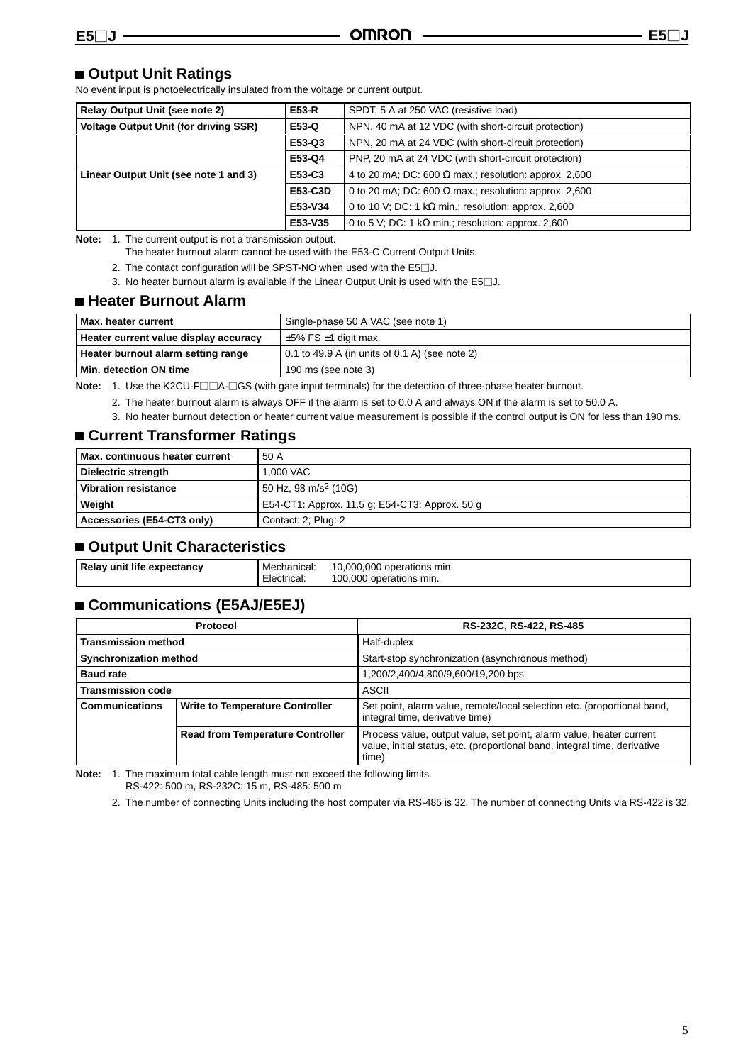## ■ Output Unit Ratings

No event input is photoelectrically insulated from the voltage or current output.

| | | |
|---|---|---|
| **Relay Output Unit (see note 2)** | **E53-R** | SPDT, 5 A at 250 VAC (resistive load) |
| **Voltage Output Unit (for driving SSR)** | **E53-Q** | NPN, 40 mA at 12 VDC (with short-circuit protection) |
| | **E53-Q3** | NPN, 20 mA at 24 VDC (with short-circuit protection) |
| | **E53-Q4** | PNP, 20 mA at 24 VDC (with short-circuit protection) |
| **Linear Output Unit (see note 1 and 3)** | **E53-C3** | 4 to 20 mA; DC: 600 Ω max.; resolution: approx. 2,600 |
| | **E53-C3D** | 0 to 20 mA; DC: 600 Ω max.; resolution: approx. 2,600 |
| | **E53-V34** | 0 to 10 V; DC: 1 kΩ min.; resolution: approx. 2,600 |
| | **E53-V35** | 0 to 5 V; DC: 1 kΩ min.; resolution: approx. 2,600 |

**Note:** 1. The current output is not a transmission output.
The heater burnout alarm cannot be used with the E53-C Current Output Units.

2. The contact configuration will be SPST-NO when used with the E5□J.

3. No heater burnout alarm is available if the Linear Output Unit is used with the E5□J.

## ■ Heater Burnout Alarm

| | |
|---|---|
| **Max. heater current** | Single-phase 50 A VAC (see note 1) |
| **Heater current value display accuracy** | ±5% FS ±1 digit max. |
| **Heater burnout alarm setting range** | 0.1 to 49.9 A (in units of 0.1 A) (see note 2) |
| **Min. detection ON time** | 190 ms (see note 3) |

**Note:** 1. Use the K2CU-F□□A-□GS (with gate input terminals) for the detection of three-phase heater burnout.

2. The heater burnout alarm is always OFF if the alarm is set to 0.0 A and always ON if the alarm is set to 50.0 A.

3. No heater burnout detection or heater current value measurement is possible if the control output is ON for less than 190 ms.

## ■ Current Transformer Ratings

| | |
|---|---|
| **Max. continuous heater current** | 50 A |
| **Dielectric strength** | 1,000 VAC |
| **Vibration resistance** | 50 Hz, 98 m/s$^2$ (10G) |
| **Weight** | E54-CT1: Approx. 11.5 g; E54-CT3: Approx. 50 g |
| **Accessories (E54-CT3 only)** | Contact: 2; Plug: 2 |

## ■ Output Unit Characteristics

| | | |
|---|---|---|
| **Relay unit life expectancy** | Mechanical:<br>Electrical: | 10,000,000 operations min.<br>100,000 operations min. |

## ■ Communications (E5AJ/E5EJ)

| **Protocol** | | **RS-232C, RS-422, RS-485** |
|---|---|---|
| **Transmission method** | | Half-duplex |
| **Synchronization method** | | Start-stop synchronization (asynchronous method) |
| **Baud rate** | | 1,200/2,400/4,800/9,600/19,200 bps |
| **Transmission code** | | ASCII |
| **Communications** | **Write to Temperature Controller** | Set point, alarm value, remote/local selection etc. (proportional band, integral time, derivative time) |
| | **Read from Temperature Controller** | Process value, output value, set point, alarm value, heater current value, initial status, etc. (proportional band, integral time, derivative time) |

**Note:** 1. The maximum total cable length must not exceed the following limits.
RS-422: 500 m, RS-232C: 15 m, RS-485: 500 m

2. The number of connecting Units including the host computer via RS-485 is 32. The number of connecting Units via RS-422 is 32.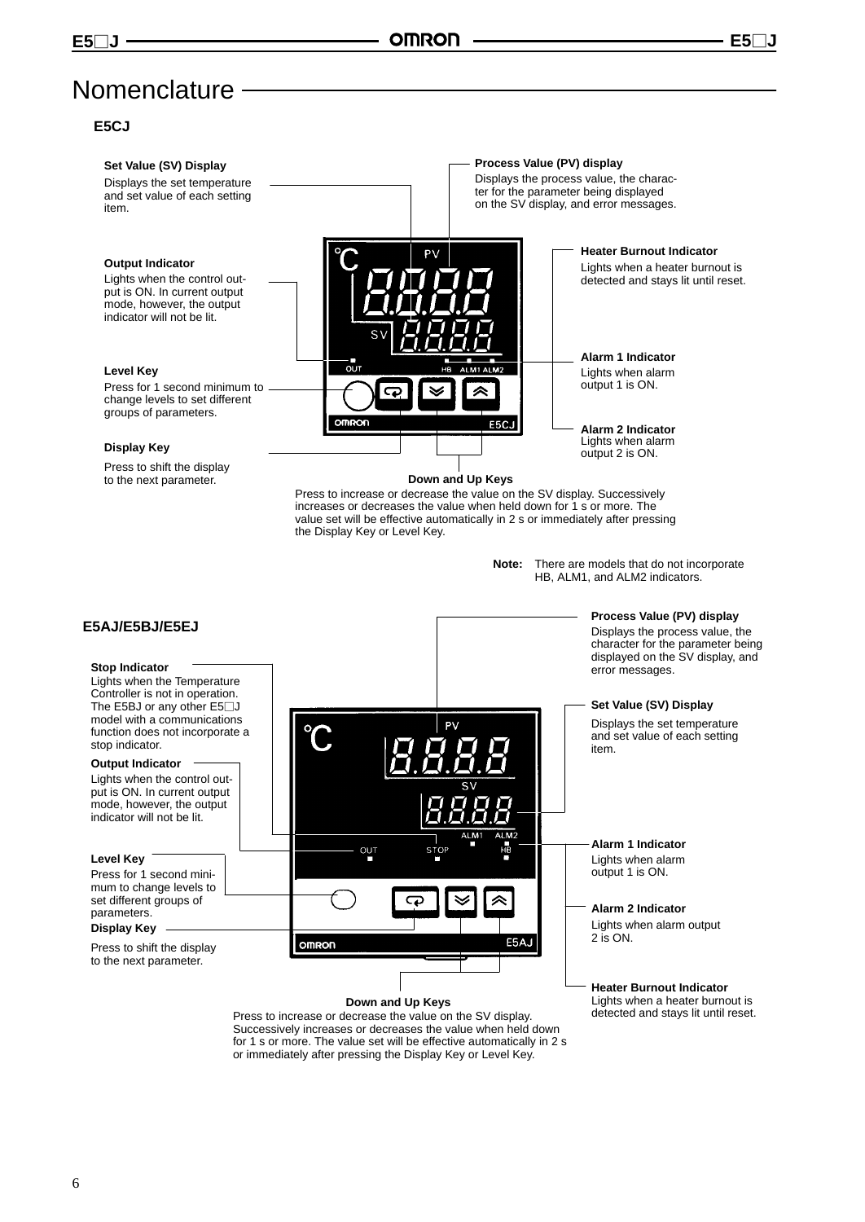# Nomenclature

## E5CJ

**Set Value (SV) Display**
Displays the set temperature and set value of each setting item.

**Process Value (PV) display**
Displays the process value, the character for the parameter being displayed on the SV display, and error messages.

**Heater Burnout Indicator**
Lights when a heater burnout is detected and stays lit until reset.

**Output Indicator**
Lights when the control output is ON. In current output mode, however, the output indicator will not be lit.

**Alarm 1 Indicator**
Lights when alarm output 1 is ON.

**Level Key**
Press for 1 second minimum to change levels to set different groups of parameters.

**Alarm 2 Indicator**
Lights when alarm output 2 is ON.

**Display Key**
Press to shift the display to the next parameter.

**Down and Up Keys**
Press to increase or decrease the value on the SV display. Successively increases or decreases the value when held down for 1 s or more. The value set will be effective automatically in 2 s or immediately after pressing the Display Key or Level Key.

**Note:** There are models that do not incorporate HB, ALM1, and ALM2 indicators.

## E5AJ/E5BJ/E5EJ

**Process Value (PV) display**
Displays the process value, the character for the parameter being displayed on the SV display, and error messages.

**Stop Indicator**
Lights when the Temperature Controller is not in operation. The E5BJ or any other E5□J model with a communications function does not incorporate a stop indicator.

**Set Value (SV) Display**
Displays the set temperature and set value of each setting item.

**Output Indicator**
Lights when the control output is ON. In current output mode, however, the output indicator will not be lit.

**Alarm 1 Indicator**
Lights when alarm output 1 is ON.

**Level Key**
Press for 1 second minimum to change levels to set different groups of parameters.

**Alarm 2 Indicator**
Lights when alarm output 2 is ON.

**Display Key**
Press to shift the display to the next parameter.

**Heater Burnout Indicator**
Lights when a heater burnout is detected and stays lit until reset.

**Down and Up Keys**
Press to increase or decrease the value on the SV display. Successively increases or decreases the value when held down for 1 s or more. The value set will be effective automatically in 2 s or immediately after pressing the Display Key or Level Key.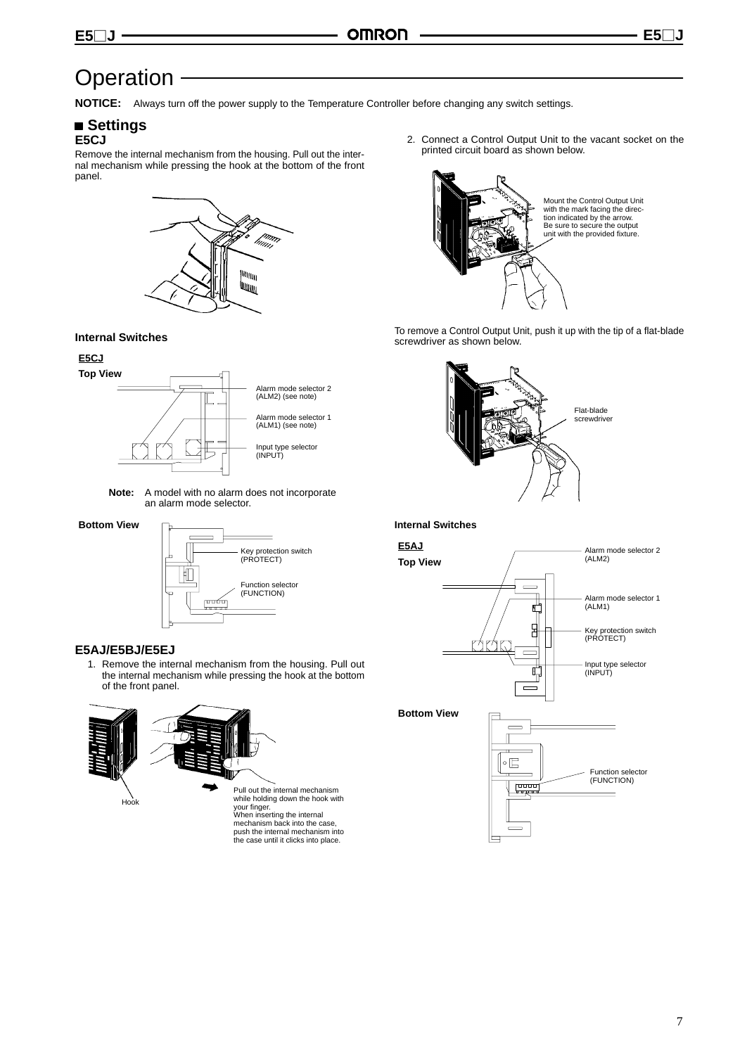# Operation

**NOTICE:** Always turn off the power supply to the Temperature Controller before changing any switch settings.

## ■ Settings

### E5CJ

Remove the internal mechanism from the housing. Pull out the internal mechanism while pressing the hook at the bottom of the front panel.

#### Internal Switches

**E5CJ**

**Top View**

Alarm mode selector 2 (ALM2) (see note)

Alarm mode selector 1 (ALM1) (see note)

Input type selector (INPUT)

**Note:** A model with no alarm does not incorporate an alarm mode selector.

**Bottom View**

Key protection switch (PROTECT)

Function selector (FUNCTION)

### E5AJ/E5BJ/E5EJ

1. Remove the internal mechanism from the housing. Pull out the internal mechanism while pressing the hook at the bottom of the front panel.

Hook

Pull out the internal mechanism while holding down the hook with your finger.
When inserting the internal mechanism back into the case, push the internal mechanism into the case until it clicks into place.

2. Connect a Control Output Unit to the vacant socket on the printed circuit board as shown below.

Mount the Control Output Unit with the mark facing the direction indicated by the arrow. Be sure to secure the output unit with the provided fixture.

To remove a Control Output Unit, push it up with the tip of a flat-blade screwdriver as shown below.

Flat-blade screwdriver

#### Internal Switches

**E5AJ**

**Top View**

Alarm mode selector 2 (ALM2)

Alarm mode selector 1 (ALM1)

Key protection switch (PROTECT)

Input type selector (INPUT)

**Bottom View**

Function selector (FUNCTION)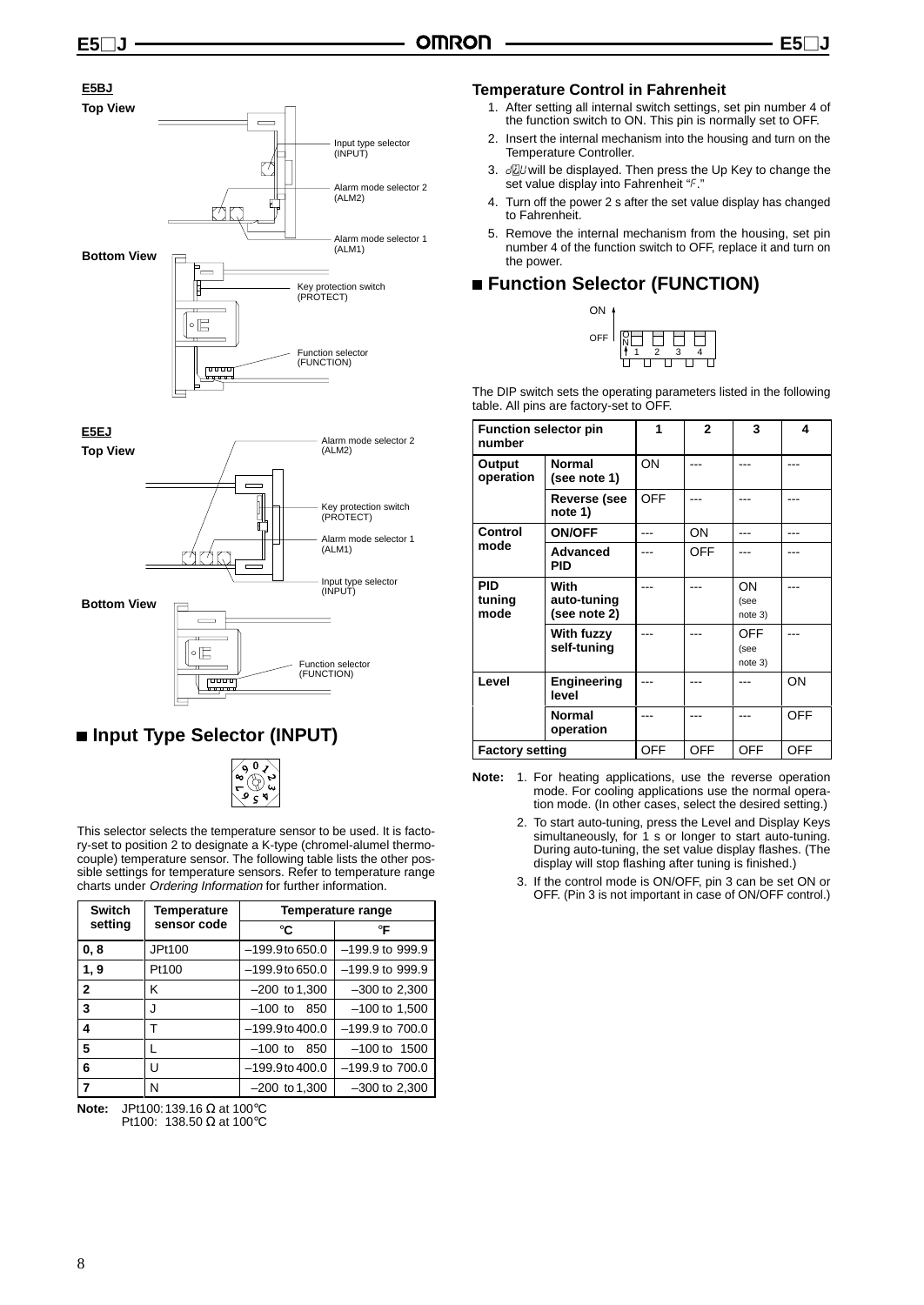## E5BJ

**Top View**

Input type selector (INPUT)

Alarm mode selector 2 (ALM2)

Alarm mode selector 1 (ALM1)

**Bottom View**

Key protection switch (PROTECT)

Function selector (FUNCTION)

## E5EJ

**Top View**

Alarm mode selector 2 (ALM2)

Key protection switch (PROTECT)

Alarm mode selector 1 (ALM1)

Input type selector (INPUT)

**Bottom View**

Function selector (FUNCTION)

## ■ Input Type Selector (INPUT)

This selector selects the temperature sensor to be used. It is factory-set to position 2 to designate a K-type (chromel-alumel thermocouple) temperature sensor. The following table lists the other possible settings for temperature sensors. Refer to temperature range charts under *Ordering Information* for further information.

| Switch setting | Temperature sensor code | Temperature range | |
|---|---|---|---|
| | | °C | °F |
| **0, 8** | JPt100 | –199.9 to 650.0 | –199.9 to 999.9 |
| **1, 9** | Pt100 | –199.9 to 650.0 | –199.9 to 999.9 |
| **2** | K | –200 to 1,300 | –300 to 2,300 |
| **3** | J | –100 to 850 | –100 to 1,500 |
| **4** | T | –199.9 to 400.0 | –199.9 to 700.0 |
| **5** | L | –100 to 850 | –100 to 1500 |
| **6** | U | –199.9 to 400.0 | –199.9 to 700.0 |
| **7** | N | –200 to 1,300 | –300 to 2,300 |

**Note:** JPt100: 139.16 Ω at 100°C
Pt100: 138.50 Ω at 100°C

### Temperature Control in Fahrenheit

1. After setting all internal switch settings, set pin number 4 of the function switch to ON. This pin is normally set to OFF.
2. Insert the internal mechanism into the housing and turn on the Temperature Controller.
3. dU will be displayed. Then press the Up Key to change the set value display into Fahrenheit "F."
4. Turn off the power 2 s after the set value display has changed to Fahrenheit.
5. Remove the internal mechanism from the housing, set pin number 4 of the function switch to OFF, replace it and turn on the power.

## ■ Function Selector (FUNCTION)

The DIP switch sets the operating parameters listed in the following table. All pins are factory-set to OFF.

| Function selector pin number | | 1 | 2 | 3 | 4 |
|---|---|---|---|---|---|
| **Output operation** | **Normal (see note 1)** | ON | --- | --- | --- |
| | **Reverse (see note 1)** | OFF | --- | --- | --- |
| **Control mode** | **ON/OFF** | --- | ON | --- | --- |
| | **Advanced PID** | --- | OFF | --- | --- |
| **PID tuning mode** | **With auto-tuning (see note 2)** | --- | --- | ON (see note 3) | --- |
| | **With fuzzy self-tuning** | --- | --- | OFF (see note 3) | --- |
| **Level** | **Engineering level** | --- | --- | --- | ON |
| | **Normal operation** | --- | --- | --- | OFF |
| **Factory setting** | | OFF | OFF | OFF | OFF |

**Note:**
1. For heating applications, use the reverse operation mode. For cooling applications use the normal operation mode. (In other cases, select the desired setting.)
2. To start auto-tuning, press the Level and Display Keys simultaneously, for 1 s or longer to start auto-tuning. During auto-tuning, the set value display flashes. (The display will stop flashing after tuning is finished.)
3. If the control mode is ON/OFF, pin 3 can be set ON or OFF. (Pin 3 is not important in case of ON/OFF control.)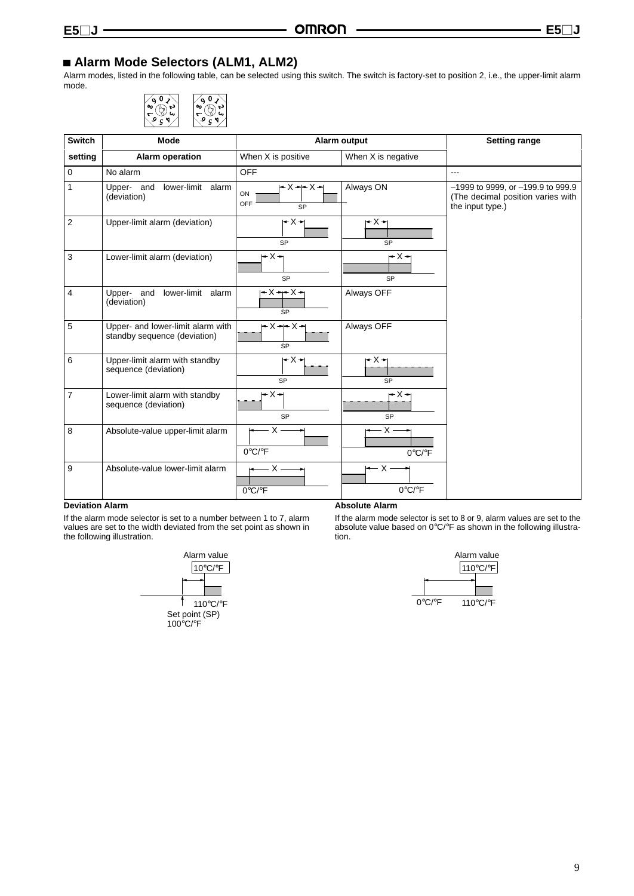## ■ Alarm Mode Selectors (ALM1, ALM2)

Alarm modes, listed in the following table, can be selected using this switch. The switch is factory-set to position 2, i.e., the upper-limit alarm mode.

| Switch setting | Mode: Alarm operation | Alarm output: When X is positive | Alarm output: When X is negative | Setting range |
|---|---|---|---|---|
| 0 | No alarm | OFF | | --- |
| 1 | Upper- and lower-limit alarm (deviation) | ON / OFF, ←X→←X→, SP | Always ON | –1999 to 9999, or –199.9 to 999.9 (The decimal position varies with the input type.) |
| 2 | Upper-limit alarm (deviation) | ←X→, SP | ←X→, SP | |
| 3 | Lower-limit alarm (deviation) | ←X→, SP | ←X→, SP | |
| 4 | Upper- and lower-limit alarm (deviation) | ←X→←X→, SP | Always OFF | |
| 5 | Upper- and lower-limit alarm with standby sequence (deviation) | ←X→←X→, SP | Always OFF | |
| 6 | Upper-limit alarm with standby sequence (deviation) | ←X→, SP | ←X→, SP | |
| 7 | Lower-limit alarm with standby sequence (deviation) | ←X→, SP | ←X→, SP | |
| 8 | Absolute-value upper-limit alarm | ←X→, 0°C/°F | ←X→, 0°C/°F | |
| 9 | Absolute-value lower-limit alarm | ←X→, 0°C/°F | ←X→, 0°C/°F | |

**Deviation Alarm**

If the alarm mode selector is set to a number between 1 to 7, alarm values are set to the width deviated from the set point as shown in the following illustration.

Alarm value 10°C/°F
110°C/°F
Set point (SP) 100°C/°F

**Absolute Alarm**

If the alarm mode selector is set to 8 or 9, alarm values are set to the absolute value based on 0°C/°F as shown in the following illustration.

Alarm value 110°C/°F
0°C/°F    110°C/°F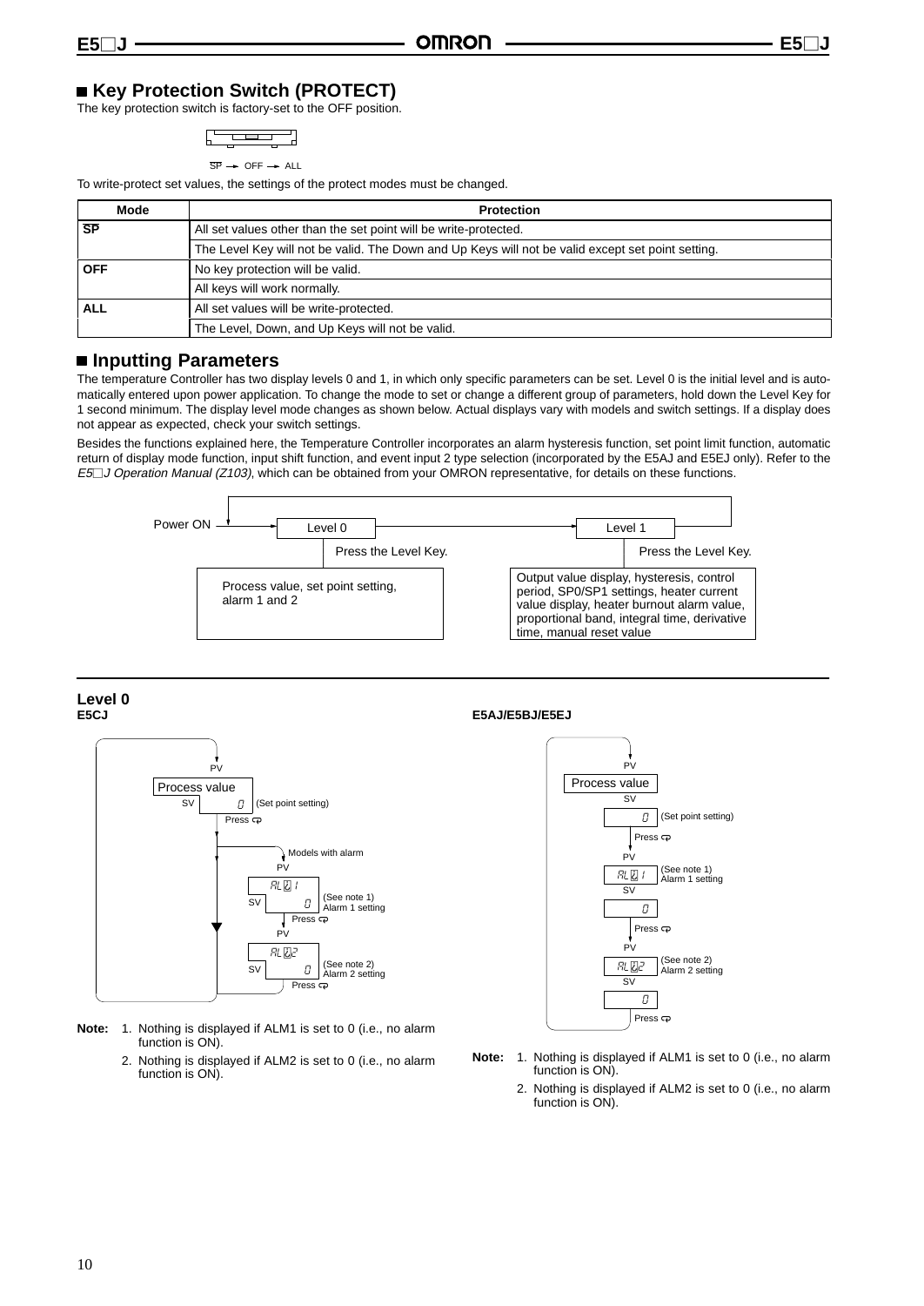## Key Protection Switch (PROTECT)

The key protection switch is factory-set to the OFF position.

SP → OFF → ALL

To write-protect set values, the settings of the protect modes must be changed.

| Mode | Protection |
|---|---|
| SP | All set values other than the set point will be write-protected. |
| | The Level Key will not be valid. The Down and Up Keys will not be valid except set point setting. |
| OFF | No key protection will be valid. |
| | All keys will work normally. |
| ALL | All set values will be write-protected. |
| | The Level, Down, and Up Keys will not be valid. |

## Inputting Parameters

The temperature Controller has two display levels 0 and 1, in which only specific parameters can be set. Level 0 is the initial level and is automatically entered upon power application. To change the mode to set or change a different group of parameters, hold down the Level Key for 1 second minimum. The display level mode changes as shown below. Actual displays vary with models and switch settings. If a display does not appear as expected, check your switch settings.

Besides the functions explained here, the Temperature Controller incorporates an alarm hysteresis function, set point limit function, automatic return of display mode function, input shift function, and event input 2 type selection (incorporated by the E5AJ and E5EJ only). Refer to the *E5□J Operation Manual (Z103)*, which can be obtained from your OMRON representative, for details on these functions.

Power ON → Level 0 → Level 1

Level 0 — Press the Level Key. — Process value, set point setting, alarm 1 and 2

Level 1 — Press the Level Key. — Output value display, hysteresis, control period, SP0/SP1 settings, heater current value display, heater burnout alarm value, proportional band, integral time, derivative time, manual reset value

### Level 0

**E5CJ**

PV: Process value
SV: 0 (Set point setting)
Press ⟳

Models with alarm
PV: AL-1
SV: 0 (See note 1) Alarm 1 setting
Press ⟳

PV: AL-2
SV: 0 (See note 2) Alarm 2 setting
Press ⟳

**Note:**
1. Nothing is displayed if ALM1 is set to 0 (i.e., no alarm function is ON).
2. Nothing is displayed if ALM2 is set to 0 (i.e., no alarm function is ON).

**E5AJ/E5BJ/E5EJ**

PV: Process value
SV: 0 (Set point setting)
Press ⟳

PV: AL-1 (See note 1) Alarm 1 setting
SV: 0
Press ⟳

PV: AL-2 (See note 2) Alarm 2 setting
SV: 0
Press ⟳

**Note:**
1. Nothing is displayed if ALM1 is set to 0 (i.e., no alarm function is ON).
2. Nothing is displayed if ALM2 is set to 0 (i.e., no alarm function is ON).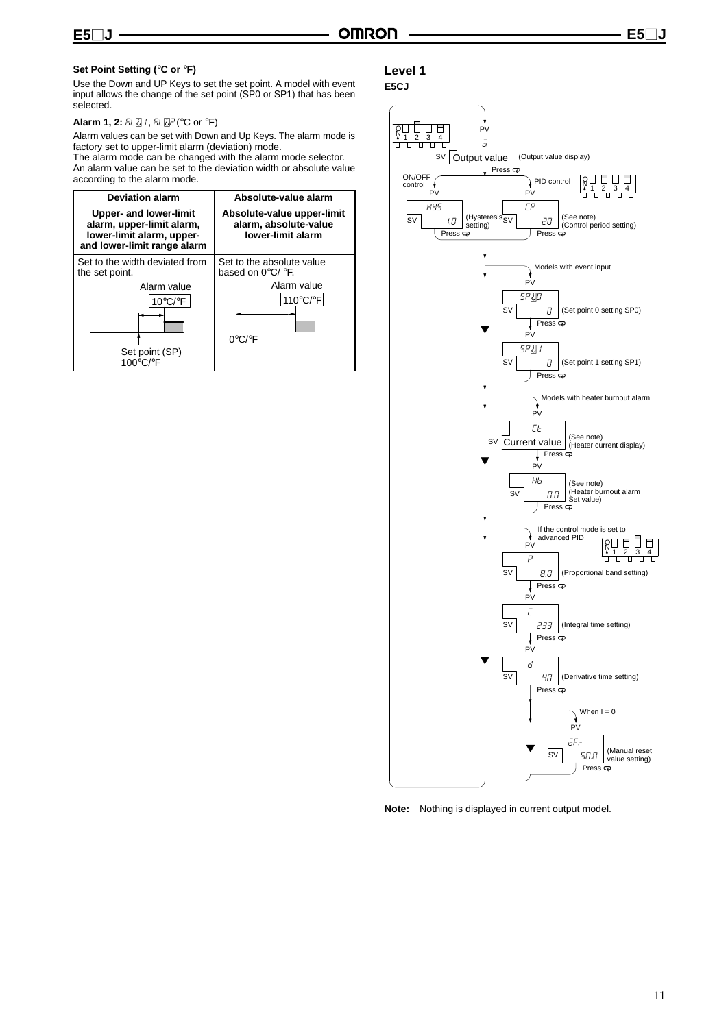### Set Point Setting (°C or °F)

Use the Down and UP Keys to set the set point. A model with event input allows the change of the set point (SP0 or SP1) that has been selected.

**Alarm 1, 2:** AL-1, AL-2 (°C or °F)

Alarm values can be set with Down and Up Keys. The alarm mode is factory set to upper-limit alarm (deviation) mode.
The alarm mode can be changed with the alarm mode selector.
An alarm value can be set to the deviation width or absolute value according to the alarm mode.

| Deviation alarm | Absolute-value alarm |
|---|---|
| **Upper- and lower-limit alarm, upper-limit alarm, lower-limit alarm, upper- and lower-limit range alarm** | **Absolute-value upper-limit alarm, absolute-value lower-limit alarm** |
| Set to the width deviated from the set point. Alarm value 10°C/°F Set point (SP) 100°C/°F | Set to the absolute value based on 0°C/ °F. Alarm value 110°C/°F 0°C/°F |

## Level 1

**E5CJ**

- PV: o / SV: Output value (Output value display)
  - Press ⟲
- ON/OFF control: PV: HYS / SV: 1.0 (Hysteresis setting) — Press ⟲
- PID control: PV: CP / SV: 20 (See note) (Control period setting) — Press ⟲
- Models with event input:
  - PV: SP-0 / SV: 0 (Set point 0 setting SP0) — Press ⟲
  - PV: SP-1 / SV: 0 (Set point 1 setting SP1) — Press ⟲
- Models with heater burnout alarm:
  - PV: Ct / SV: Current value (See note) (Heater current display) — Press ⟲
  - PV: Hb / SV: 0.0 (See note) (Heater burnout alarm Set value) — Press ⟲
- If the control mode is set to advanced PID:
  - PV: P / SV: 8.0 (Proportional band setting) — Press ⟲
  - PV: i / SV: 233 (Integral time setting) — Press ⟲
  - PV: d / SV: 40 (Derivative time setting) — Press ⟲
  - When I = 0: PV: oFr / SV: 50.0 (Manual reset value setting) — Press ⟲

**Note:** Nothing is displayed in current output model.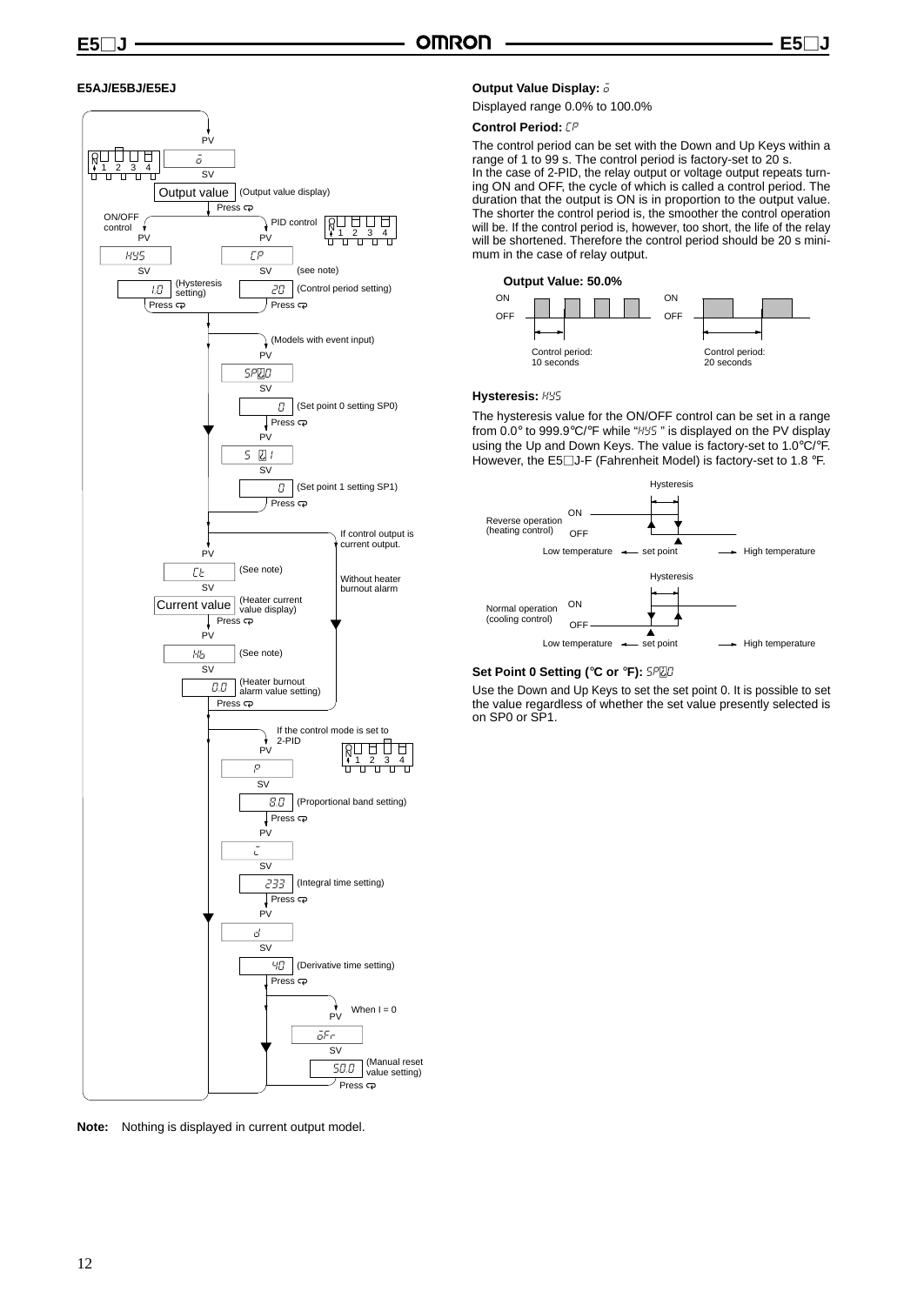## E5AJ/E5BJ/E5EJ

PV

o

SV

Output value (Output value display)

Press

ON/OFF control

PV

HYS

SV

1.0 (Hysteresis setting)

Press

PID control

PV

CP

SV (see note)

20 (Control period setting)

Press

(Models with event input)

PV

SP0

SV

0 (Set point 0 setting SP0)

Press

PV

SP1

SV

0 (Set point 1 setting SP1)

Press

If control output is current output.

PV

Ct

SV (See note)

Current value (Heater current value display)

Press

Without heater burnout alarm

PV

Hb (See note)

SV

0.0 (Heater burnout alarm value setting)

Press

If the control mode is set to 2-PID

PV

P

SV

8.0 (Proportional band setting)

Press

PV

i

SV

233 (Integral time setting)

Press

PV

d

SV

40 (Derivative time setting)

Press

When I = 0

PV

oFr

SV

50.0 (Manual reset value setting)

Press

**Note:** Nothing is displayed in current output model.

### Output Value Display: o

Displayed range 0.0% to 100.0%

### Control Period: CP

The control period can be set with the Down and Up Keys within a range of 1 to 99 s. The control period is factory-set to 20 s.

In the case of 2-PID, the relay output or voltage output repeats turning ON and OFF, the cycle of which is called a control period. The duration that the output is ON is in proportion to the output value. The shorter the control period is, the smoother the control operation will be. If the control period is, however, too short, the life of the relay will be shortened. Therefore the control period should be 20 s minimum in the case of relay output.

**Output Value: 50.0%**

ON / OFF — Control period: 10 seconds

ON / OFF — Control period: 20 seconds

### Hysteresis: HYS

The hysteresis value for the ON/OFF control can be set in a range from 0.0° to 999.9°C/°F while "HYS" is displayed on the PV display using the Up and Down Keys. The value is factory-set to 1.0°C/°F. However, the E5□J-F (Fahrenheit Model) is factory-set to 1.8 °F.

Reverse operation (heating control): Hysteresis; ON / OFF; Low temperature ← set point → High temperature

Normal operation (cooling control): Hysteresis; ON / OFF; Low temperature ← set point → High temperature

### Set Point 0 Setting (°C or °F): SP0

Use the Down and Up Keys to set the set point 0. It is possible to set the value regardless of whether the set value presently selected is on SP0 or SP1.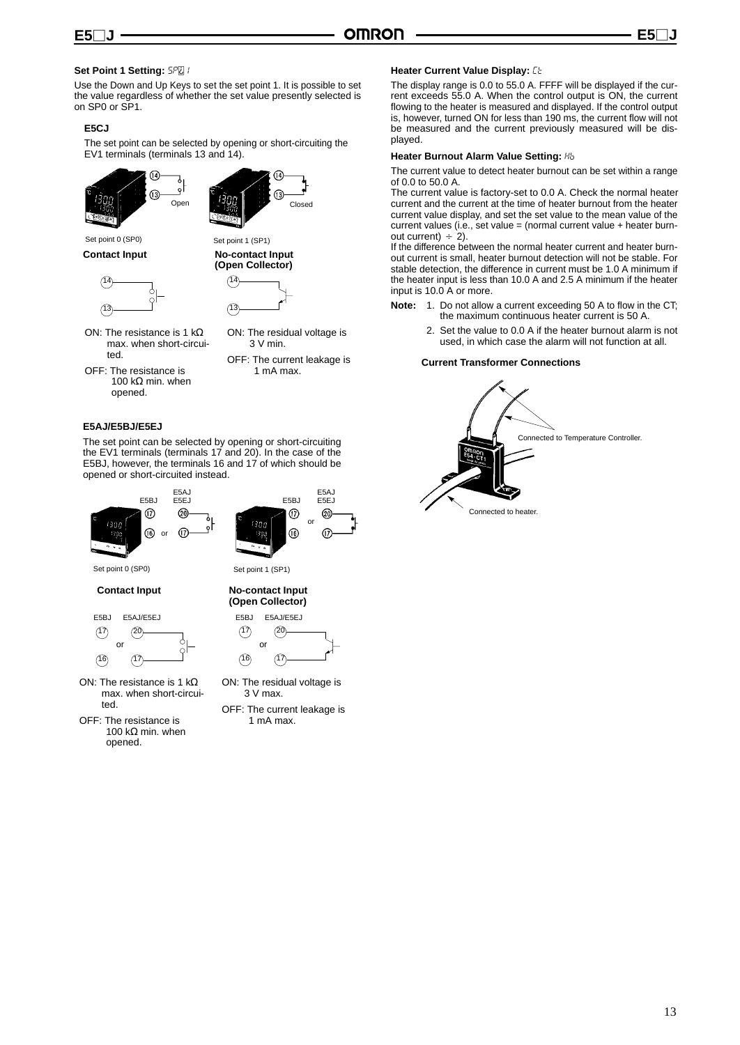### Set Point 1 Setting: SP1

Use the Down and Up Keys to set the set point 1. It is possible to set the value regardless of whether the set value presently selected is on SP0 or SP1.

#### E5CJ

The set point can be selected by opening or short-circuiting the EV1 terminals (terminals 13 and 14).

Set point 0 (SP0) — Open

Set point 1 (SP1) — Closed

**Contact Input**

ON: The resistance is 1 kΩ max. when short-circuited.

OFF: The resistance is 100 kΩ min. when opened.

**No-contact Input (Open Collector)**

ON: The residual voltage is 3 V min.

OFF: The current leakage is 1 mA max.

#### E5AJ/E5BJ/E5EJ

The set point can be selected by opening or short-circuiting the EV1 terminals (terminals 17 and 20). In the case of the E5BJ, however, the terminals 16 and 17 of which should be opened or short-circuited instead.

Set point 0 (SP0)

Set point 1 (SP1)

**Contact Input**

ON: The resistance is 1 kΩ max. when short-circuited.

OFF: The resistance is 100 kΩ min. when opened.

**No-contact Input (Open Collector)**

ON: The residual voltage is 3 V max.

OFF: The current leakage is 1 mA max.

### Heater Current Value Display: Ct

The display range is 0.0 to 55.0 A. FFFF will be displayed if the current exceeds 55.0 A. When the control output is ON, the current flowing to the heater is measured and displayed. If the control output is, however, turned ON for less than 190 ms, the current flow will not be measured and the current previously measured will be displayed.

### Heater Burnout Alarm Value Setting: Hb

The current value to detect heater burnout can be set within a range of 0.0 to 50.0 A.

The current value is factory-set to 0.0 A. Check the normal heater current and the current at the time of heater burnout from the heater current value display, and set the set value to the mean value of the current values (i.e., set value = (normal current value + heater burnout current) ÷ 2).

If the difference between the normal heater current and heater burnout current is small, heater burnout detection will not be stable. For stable detection, the difference in current must be 1.0 A minimum if the heater input is less than 10.0 A and 2.5 A minimum if the heater input is 10.0 A or more.

**Note:**
1. Do not allow a current exceeding 50 A to flow in the CT; the maximum continuous heater current is 50 A.
2. Set the value to 0.0 A if the heater burnout alarm is not used, in which case the alarm will not function at all.

#### Current Transformer Connections

Connected to Temperature Controller.

Connected to heater.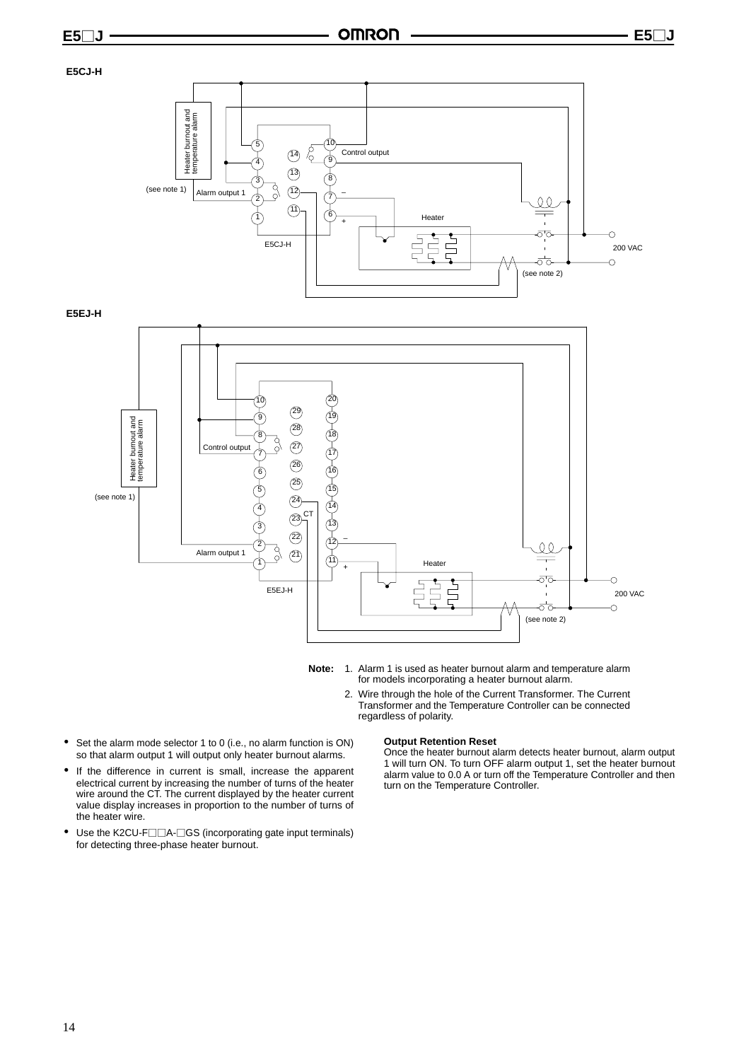**E5CJ-H**

**E5EJ-H**

**Note:**
1. Alarm 1 is used as heater burnout alarm and temperature alarm for models incorporating a heater burnout alarm.
2. Wire through the hole of the Current Transformer. The Current Transformer and the Temperature Controller can be connected regardless of polarity.

- Set the alarm mode selector 1 to 0 (i.e., no alarm function is ON) so that alarm output 1 will output only heater burnout alarms.
- If the difference in current is small, increase the apparent electrical current by increasing the number of turns of the heater wire around the CT. The current displayed by the heater current value display increases in proportion to the number of turns of the heater wire.
- Use the K2CU-F□□A-□GS (incorporating gate input terminals) for detecting three-phase heater burnout.

**Output Retention Reset**

Once the heater burnout alarm detects heater burnout, alarm output 1 will turn ON. To turn OFF alarm output 1, set the heater burnout alarm value to 0.0 A or turn off the Temperature Controller and then turn on the Temperature Controller.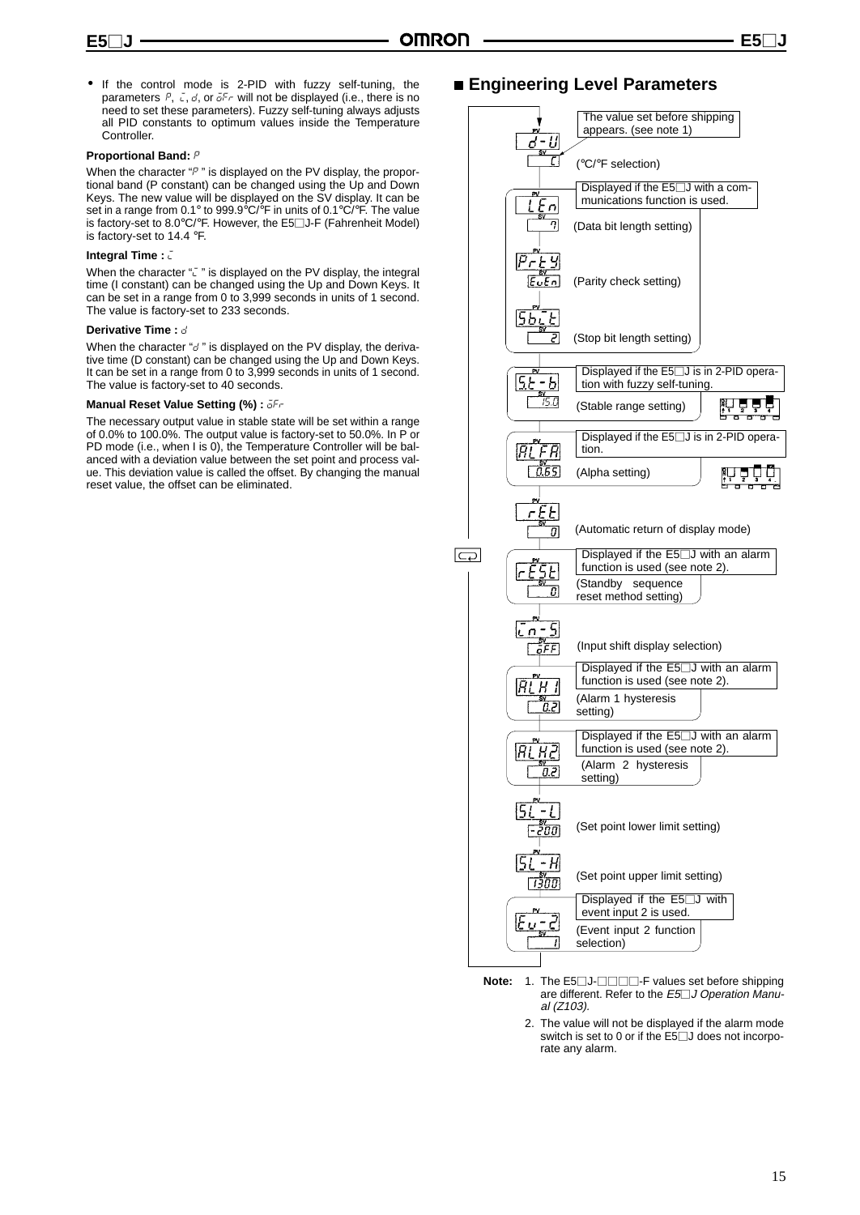- If the control mode is 2-PID with fuzzy self-tuning, the parameters P, I, d, or oFr will not be displayed (i.e., there is no need to set these parameters). Fuzzy self-tuning always adjusts all PID constants to optimum values inside the Temperature Controller.

**Proportional Band: P**

When the character "P" is displayed on the PV display, the proportional band (P constant) can be changed using the Up and Down Keys. The new value will be displayed on the SV display. It can be set in a range from 0.1° to 999.9°C/°F in units of 0.1°C/°F. The value is factory-set to 8.0°C/°F. However, the E5□J-F (Fahrenheit Model) is factory-set to 14.4 °F.

**Integral Time : I**

When the character "I" is displayed on the PV display, the integral time (I constant) can be changed using the Up and Down Keys. It can be set in a range from 0 to 3,999 seconds in units of 1 second. The value is factory-set to 233 seconds.

**Derivative Time : d**

When the character "d" is displayed on the PV display, the derivative time (D constant) can be changed using the Up and Down Keys. It can be set in a range from 0 to 3,999 seconds in units of 1 second. The value is factory-set to 40 seconds.

**Manual Reset Value Setting (%) : oFr**

The necessary output value in stable state will be set within a range of 0.0% to 100.0%. The output value is factory-set to 50.0%. In P or PD mode (i.e., when I is 0), the Temperature Controller will be balanced with a deviation value between the set point and process value. This deviation value is called the offset. By changing the manual reset value, the offset can be eliminated.

## Engineering Level Parameters

- d-U / C (°C/°F selection) — The value set before shipping appears. (see note 1)
- LEn / 7 (Data bit length setting) — Displayed if the E5□J with a communications function is used.
- PrtY / EvEn (Parity check setting)
- Sbit / 2 (Stop bit length setting)
- St-b / 15.0 (Stable range setting) — Displayed if the E5□J is in 2-PID operation with fuzzy self-tuning.
- ALFA / 0.65 (Alpha setting) — Displayed if the E5□J is in 2-PID operation.
- rEt / 0 (Automatic return of display mode)
- rESt / 0 (Standby sequence reset method setting) — Displayed if the E5□J with an alarm function is used (see note 2).
- in-S / oFF (Input shift display selection)
- ALH1 / 0.2 (Alarm 1 hysteresis setting) — Displayed if the E5□J with an alarm function is used (see note 2).
- ALH2 / 0.2 (Alarm 2 hysteresis setting) — Displayed if the E5□J with an alarm function is used (see note 2).
- SL-L / -200 (Set point lower limit setting)
- SL-H / 1300 (Set point upper limit setting)
- Ev-2 / 1 (Event input 2 function selection) — Displayed if the E5□J with event input 2 is used.

**Note:**
1. The E5□J-□□□-F values set before shipping are different. Refer to the *E5□J Operation Manual (Z103).*
2. The value will not be displayed if the alarm mode switch is set to 0 or if the E5□J does not incorporate any alarm.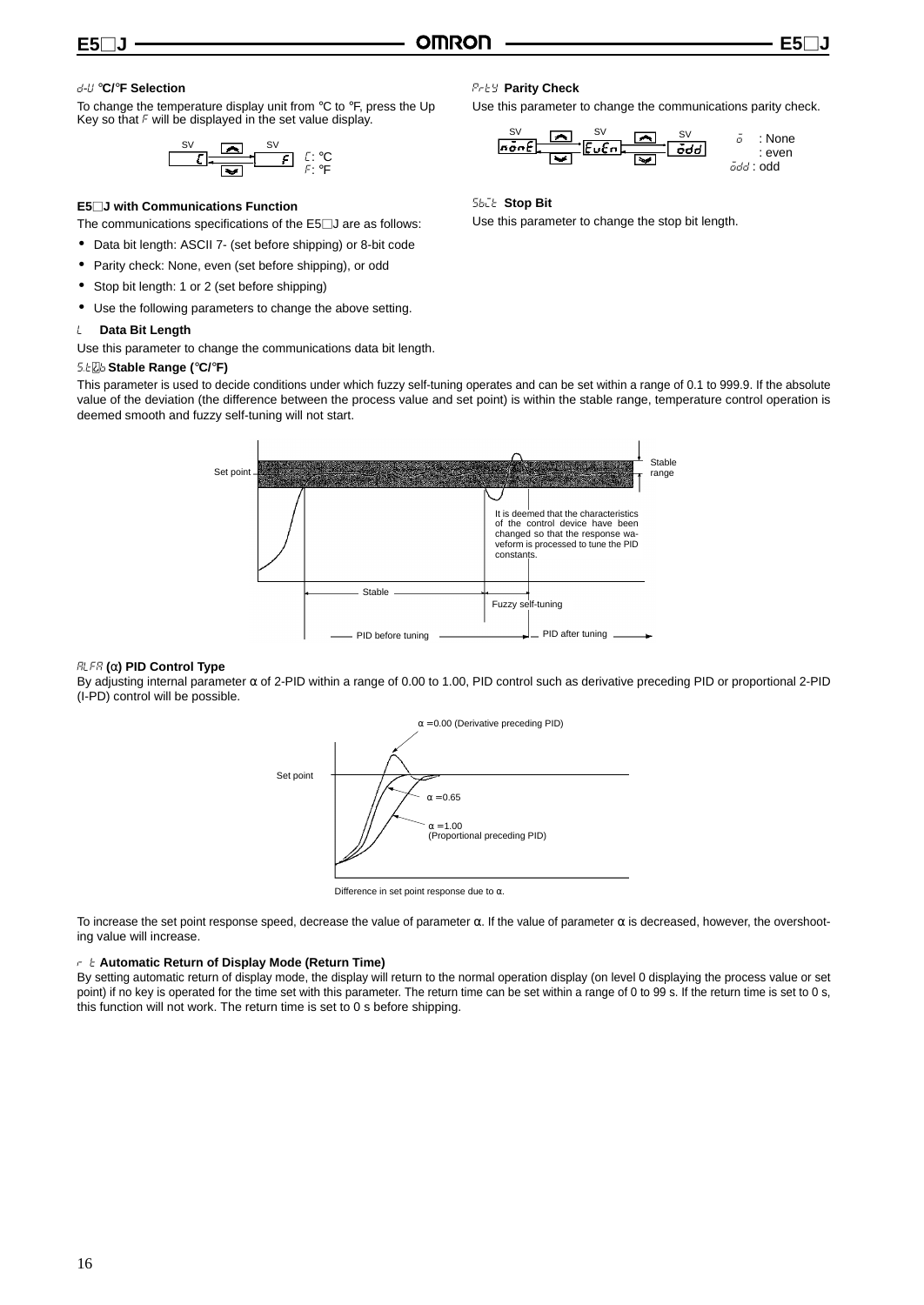#### d-U °C/°F Selection

To change the temperature display unit from °C to °F, press the Up Key so that F will be displayed in the set value display.

C: °C
F: °F

#### E5□J with Communications Function

The communications specifications of the E5□J are as follows:

- Data bit length: ASCII 7- (set before shipping) or 8-bit code
- Parity check: None, even (set before shipping), or odd
- Stop bit length: 1 or 2 (set before shipping)
- Use the following parameters to change the above setting.

#### L Data Bit Length

Use this parameter to change the communications data bit length.

#### PrtY Parity Check

Use this parameter to change the communications parity check.

o : None
: even
odd : odd

#### SbIt Stop Bit

Use this parameter to change the stop bit length.

#### S.tb Stable Range (°C/°F)

This parameter is used to decide conditions under which fuzzy self-tuning operates and can be set within a range of 0.1 to 999.9. If the absolute value of the deviation (the difference between the process value and set point) is within the stable range, temperature control operation is deemed smooth and fuzzy self-tuning will not start.

Set point — Stable range

It is deemed that the characteristics of the control device have been changed so that the response waveform is processed to tune the PID constants.

Stable — Fuzzy self-tuning

PID before tuning — PID after tuning

#### ALFA (α) PID Control Type

By adjusting internal parameter α of 2-PID within a range of 0.00 to 1.00, PID control such as derivative preceding PID or proportional 2-PID (I-PD) control will be possible.

α = 0.00 (Derivative preceding PID)
Set point
α = 0.65
α = 1.00 (Proportional preceding PID)

Difference in set point response due to α.

To increase the set point response speed, decrease the value of parameter α. If the value of parameter α is decreased, however, the overshooting value will increase.

#### r t Automatic Return of Display Mode (Return Time)

By setting automatic return of display mode, the display will return to the normal operation display (on level 0 displaying the process value or set point) if no key is operated for the time set with this parameter. The return time can be set within a range of 0 to 99 s. If the return time is set to 0 s, this function will not work. The return time is set to 0 s before shipping.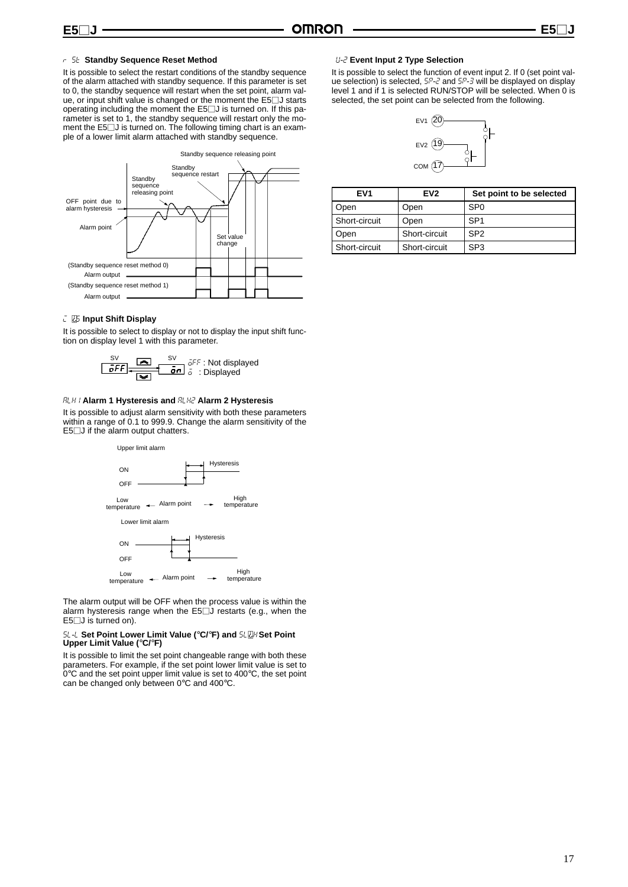## r 5t Standby Sequence Reset Method

It is possible to select the restart conditions of the standby sequence of the alarm attached with standby sequence. If this parameter is set to 0, the standby sequence will restart when the set point, alarm value, or input shift value is changed or the moment the E5□J starts operating including the moment the E5□J is turned on. If this parameter is set to 1, the standby sequence will restart only the moment the E5□J is turned on. The following timing chart is an example of a lower limit alarm attached with standby sequence.

Standby sequence releasing point

Standby sequence restart

Standby sequence releasing point

OFF point due to alarm hysteresis

Alarm point

Set value change

(Standby sequence reset method 0)

Alarm output

(Standby sequence reset method 1)

Alarm output

## i 5d Input Shift Display

It is possible to select to display or not to display the input shift function on display level 1 with this parameter.

SV oFF ⇄ SV on

oFF : Not displayed
o : Displayed

## ALH1 Alarm 1 Hysteresis and ALH2 Alarm 2 Hysteresis

It is possible to adjust alarm sensitivity with both these parameters within a range of 0.1 to 999.9. Change the alarm sensitivity of the E5□J if the alarm output chatters.

Upper limit alarm

ON

OFF

Hysteresis

Low temperature ← Alarm point → High temperature

Lower limit alarm

ON

OFF

Hysteresis

Low temperature ← Alarm point → High temperature

The alarm output will be OFF when the process value is within the alarm hysteresis range when the E5□J restarts (e.g., when the E5□J is turned on).

## SL-L Set Point Lower Limit Value (°C/°F) and SL-H Set Point Upper Limit Value (°C/°F)

It is possible to limit the set point changeable range with both these parameters. For example, if the set point lower limit value is set to 0°C and the set point upper limit value is set to 400°C, the set point can be changed only between 0°C and 400°C.

## U-2 Event Input 2 Type Selection

It is possible to select the function of event input 2. If 0 (set point value selection) is selected, SP-2 and SP-3 will be displayed on display level 1 and if 1 is selected RUN/STOP will be selected. When 0 is selected, the set point can be selected from the following.

EV1 (20)

EV2 (19)

COM (17)

| EV1 | EV2 | Set point to be selected |
|---|---|---|
| Open | Open | SP0 |
| Short-circuit | Open | SP1 |
| Open | Short-circuit | SP2 |
| Short-circuit | Short-circuit | SP3 |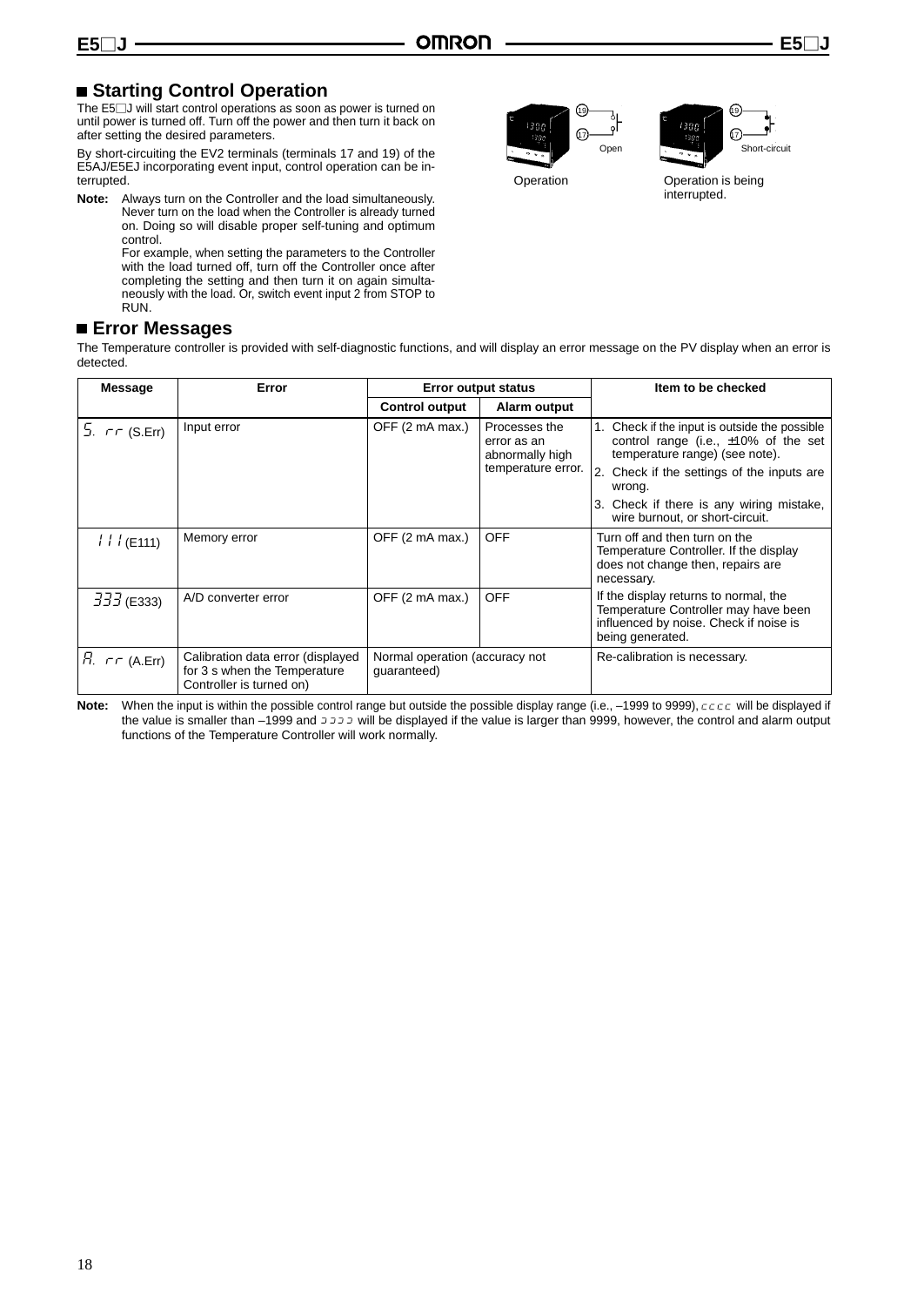## Starting Control Operation

The E5□J will start control operations as soon as power is turned on until power is turned off. Turn off the power and then turn it back on after setting the desired parameters.

By short-circuiting the EV2 terminals (terminals 17 and 19) of the E5AJ/E5EJ incorporating event input, control operation can be interrupted.

**Note:** Always turn on the Controller and the load simultaneously. Never turn on the load when the Controller is already turned on. Doing so will disable proper self-tuning and optimum control.
For example, when setting the parameters to the Controller with the load turned off, turn off the Controller once after completing the setting and then turn it on again simultaneously with the load. Or, switch event input 2 from STOP to RUN.

19 / 17 Open — Operation

19 / 17 Short-circuit — Operation is being interrupted.

## Error Messages

The Temperature controller is provided with self-diagnostic functions, and will display an error message on the PV display when an error is detected.

| Message | Error | Error output status | | Item to be checked |
|---|---|---|---|---|
| | | Control output | Alarm output | |
| S. rr (S.Err) | Input error | OFF (2 mA max.) | Processes the error as an abnormally high temperature error. | 1. Check if the input is outside the possible control range (i.e., ±10% of the set temperature range) (see note).<br>2. Check if the settings of the inputs are wrong.<br>3. Check if there is any wiring mistake, wire burnout, or short-circuit. |
| 111 (E111) | Memory error | OFF (2 mA max.) | OFF | Turn off and then turn on the Temperature Controller. If the display does not change then, repairs are necessary. |
| 333 (E333) | A/D converter error | OFF (2 mA max.) | OFF | If the display returns to normal, the Temperature Controller may have been influenced by noise. Check if noise is being generated. |
| A. rr (A.Err) | Calibration data error (displayed for 3 s when the Temperature Controller is turned on) | Normal operation (accuracy not guaranteed) | | Re-calibration is necessary. |

**Note:** When the input is within the possible control range but outside the possible display range (i.e., –1999 to 9999), cccc will be displayed if the value is smaller than –1999 and ɔɔɔɔ will be displayed if the value is larger than 9999, however, the control and alarm output functions of the Temperature Controller will work normally.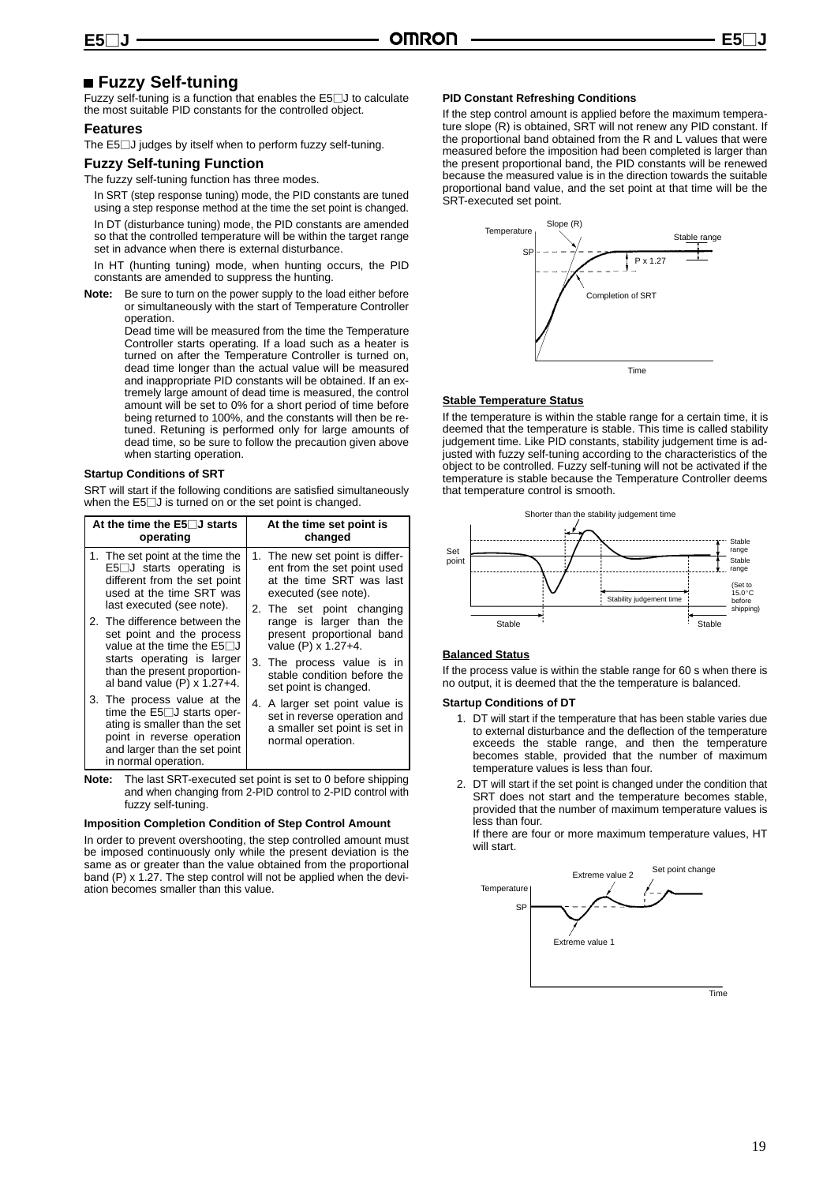## ■ Fuzzy Self-tuning

Fuzzy self-tuning is a function that enables the E5□J to calculate the most suitable PID constants for the controlled object.

### Features

The E5□J judges by itself when to perform fuzzy self-tuning.

### Fuzzy Self-tuning Function

The fuzzy self-tuning function has three modes.

In SRT (step response tuning) mode, the PID constants are tuned using a step response method at the time the set point is changed.

In DT (disturbance tuning) mode, the PID constants are amended so that the controlled temperature will be within the target range set in advance when there is external disturbance.

In HT (hunting tuning) mode, when hunting occurs, the PID constants are amended to suppress the hunting.

**Note:** Be sure to turn on the power supply to the load either before or simultaneously with the start of Temperature Controller operation.
Dead time will be measured from the time the Temperature Controller starts operating. If a load such as a heater is turned on after the Temperature Controller is turned on, dead time longer than the actual value will be measured and inappropriate PID constants will be obtained. If an extremely large amount of dead time is measured, the control amount will be set to 0% for a short period of time before being returned to 100%, and the constants will then be retuned. Retuning is performed only for large amounts of dead time, so be sure to follow the precaution given above when starting operation.

#### Startup Conditions of SRT

SRT will start if the following conditions are satisfied simultaneously when the E5□J is turned on or the set point is changed.

| At the time the E5□J starts operating | At the time set point is changed |
|---|---|
| 1. The set point at the time the E5□J starts operating is different from the set point used at the time SRT was last executed (see note). | 1. The new set point is different from the set point used at the time SRT was last executed (see note). |
| 2. The difference between the set point and the process value at the time the E5□J starts operating is larger than the present proportional band value (P) x 1.27+4. | 2. The set point changing range is larger than the present proportional band value (P) x 1.27+4. |
| 3. The process value at the time the E5□J starts operating is smaller than the set point in reverse operation and larger than the set point in normal operation. | 3. The process value is in stable condition before the set point is changed. |
| | 4. A larger set point value is set in reverse operation and a smaller set point is set in normal operation. |

**Note:** The last SRT-executed set point is set to 0 before shipping and when changing from 2-PID control to 2-PID control with fuzzy self-tuning.

#### Imposition Completion Condition of Step Control Amount

In order to prevent overshooting, the step controlled amount must be imposed continuously only while the present deviation is the same as or greater than the value obtained from the proportional band (P) x 1.27. The step control will not be applied when the deviation becomes smaller than this value.

#### PID Constant Refreshing Conditions

If the step control amount is applied before the maximum temperature slope (R) is obtained, SRT will not renew any PID constant. If the proportional band obtained from the R and L values that were measured before the imposition had been completed is larger than the present proportional band, the PID constants will be renewed because the measured value is in the direction towards the suitable proportional band value, and the set point at that time will be the SRT-executed set point.

Temperature, Slope (R), Stable range, SP, P x 1.27, Completion of SRT, Time

#### Stable Temperature Status

If the temperature is within the stable range for a certain time, it is deemed that the temperature is stable. This time is called stability judgement time. Like PID constants, stability judgement time is adjusted with fuzzy self-tuning according to the characteristics of the object to be controlled. Fuzzy self-tuning will not be activated if the temperature is stable because the Temperature Controller deems that temperature control is smooth.

Shorter than the stability judgement time, Set point, Stable range, Stable range, (Set to 15.0°C before shipping), Stability judgement time, Stable, Stable

#### Balanced Status

If the process value is within the stable range for 60 s when there is no output, it is deemed that the the temperature is balanced.

#### Startup Conditions of DT

1. DT will start if the temperature that has been stable varies due to external disturbance and the deflection of the temperature exceeds the stable range, and then the temperature becomes stable, provided that the number of maximum temperature values is less than four.
2. DT will start if the set point is changed under the condition that SRT does not start and the temperature becomes stable, provided that the number of maximum temperature values is less than four.
   If there are four or more maximum temperature values, HT will start.

Temperature, SP, Extreme value 2, Set point change, Extreme value 1, Time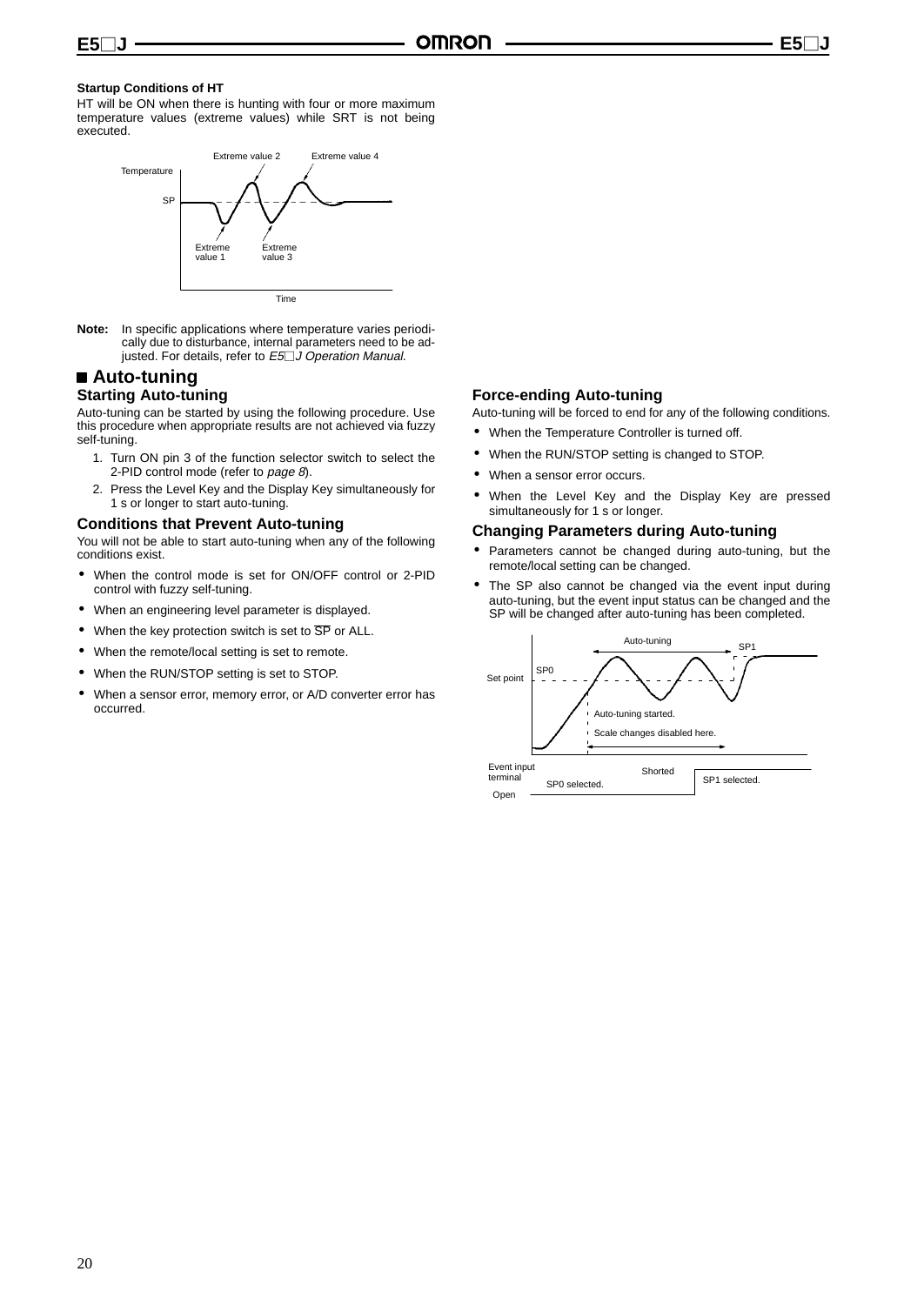**Startup Conditions of HT**

HT will be ON when there is hunting with four or more maximum temperature values (extreme values) while SRT is not being executed.

**Note:** In specific applications where temperature varies periodically due to disturbance, internal parameters need to be adjusted. For details, refer to *E5□J Operation Manual*.

## ■ Auto-tuning

### Starting Auto-tuning

Auto-tuning can be started by using the following procedure. Use this procedure when appropriate results are not achieved via fuzzy self-tuning.

1. Turn ON pin 3 of the function selector switch to select the 2-PID control mode (refer to *page 8*).
2. Press the Level Key and the Display Key simultaneously for 1 s or longer to start auto-tuning.

### Conditions that Prevent Auto-tuning

You will not be able to start auto-tuning when any of the following conditions exist.

- When the control mode is set for ON/OFF control or 2-PID control with fuzzy self-tuning.
- When an engineering level parameter is displayed.
- When the key protection switch is set to SP (overlined) or ALL.
- When the remote/local setting is set to remote.
- When the RUN/STOP setting is set to STOP.
- When a sensor error, memory error, or A/D converter error has occurred.

### Force-ending Auto-tuning

Auto-tuning will be forced to end for any of the following conditions.

- When the Temperature Controller is turned off.
- When the RUN/STOP setting is changed to STOP.
- When a sensor error occurs.
- When the Level Key and the Display Key are pressed simultaneously for 1 s or longer.

### Changing Parameters during Auto-tuning

- Parameters cannot be changed during auto-tuning, but the remote/local setting can be changed.
- The SP also cannot be changed via the event input during auto-tuning, but the event input status can be changed and the SP will be changed after auto-tuning has been completed.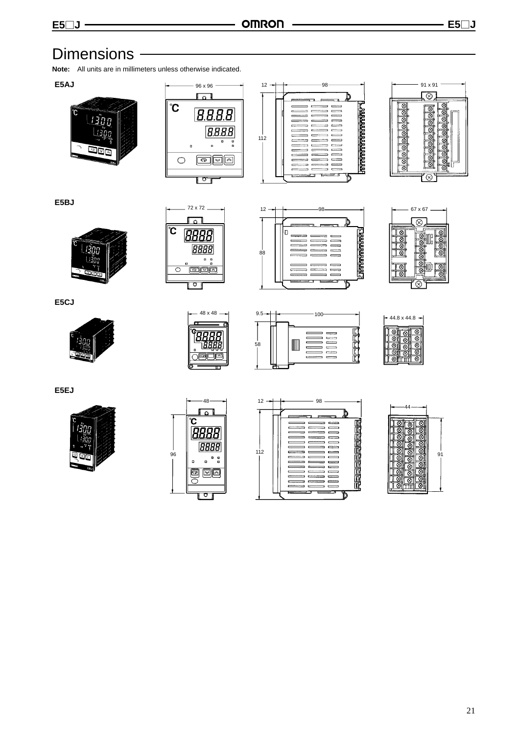# Dimensions

**Note:** All units are in millimeters unless otherwise indicated.

**E5AJ**

96 x 96

12 98

112

91 x 91

**E5BJ**

72 x 72

12 98

88

67 x 67

**E5CJ**

48 x 48

9.5 100

58

44.8 x 44.8

**E5EJ**

48

96

12 98

112

44

91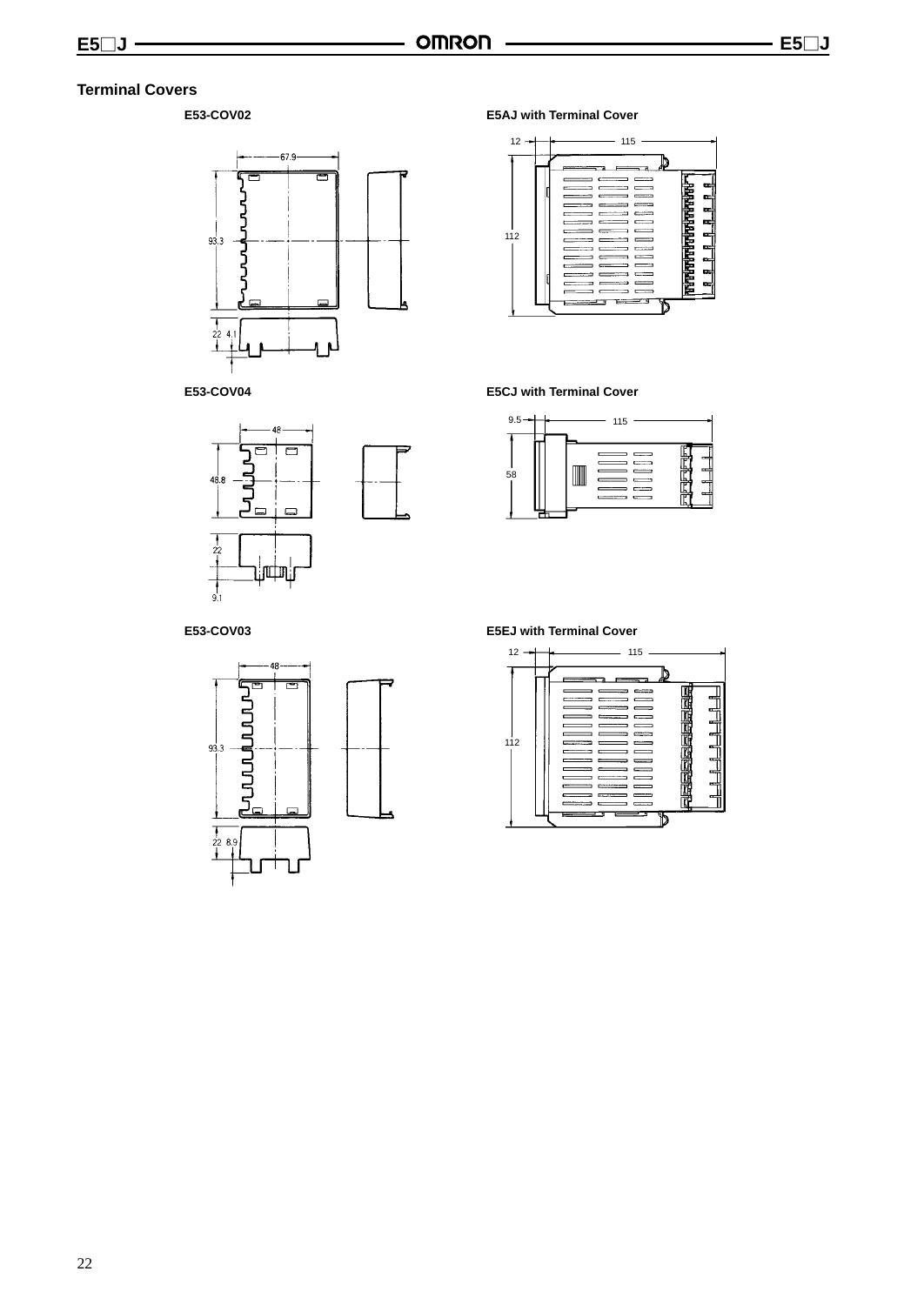## Terminal Covers

**E53-COV02**

67.9

93.3

22 4.1

**E5AJ with Terminal Cover**

12 115

112

**E53-COV04**

48

48.8

22

9.1

**E5CJ with Terminal Cover**

9.5 115

58

**E53-COV03**

48

93.3

22 8.9

**E5EJ with Terminal Cover**

12 115

112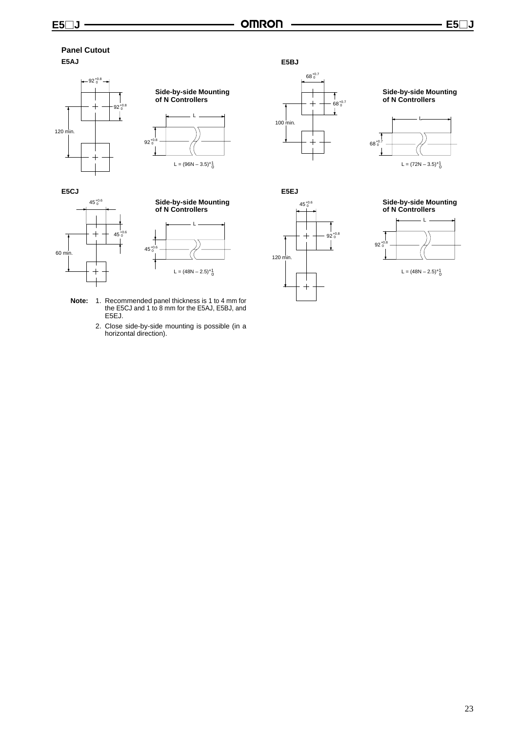## Panel Cutout

### E5AJ

$92^{+0.8}_{0}$

$92^{+0.8}_{0}$

120 min.

**Side-by-side Mounting of N Controllers**

L

$92^{+0.8}_{0}$

$L = (96N - 3.5)^{+1}_{0}$

### E5BJ

$68^{+0.7}_{0}$

$68^{+0.7}_{0}$

100 min.

**Side-by-side Mounting of N Controllers**

L

$68^{+0.7}_{0}$

$L = (72N - 3.5)^{+1}_{0}$

### E5CJ

$45^{+0.6}_{0}$

$45^{+0.6}_{0}$

60 min.

**Side-by-side Mounting of N Controllers**

L

$45^{+0.6}_{0}$

$L = (48N - 2.5)^{+1}_{0}$

### E5EJ

$45^{+0.6}_{0}$

$92^{+0.8}_{0}$

120 min.

**Side-by-side Mounting of N Controllers**

L

$92^{+0.8}_{0}$

$L = (48N - 2.5)^{+1}_{0}$

**Note:**
1. Recommended panel thickness is 1 to 4 mm for the E5CJ and 1 to 8 mm for the E5AJ, E5BJ, and E5EJ.
2. Close side-by-side mounting is possible (in a horizontal direction).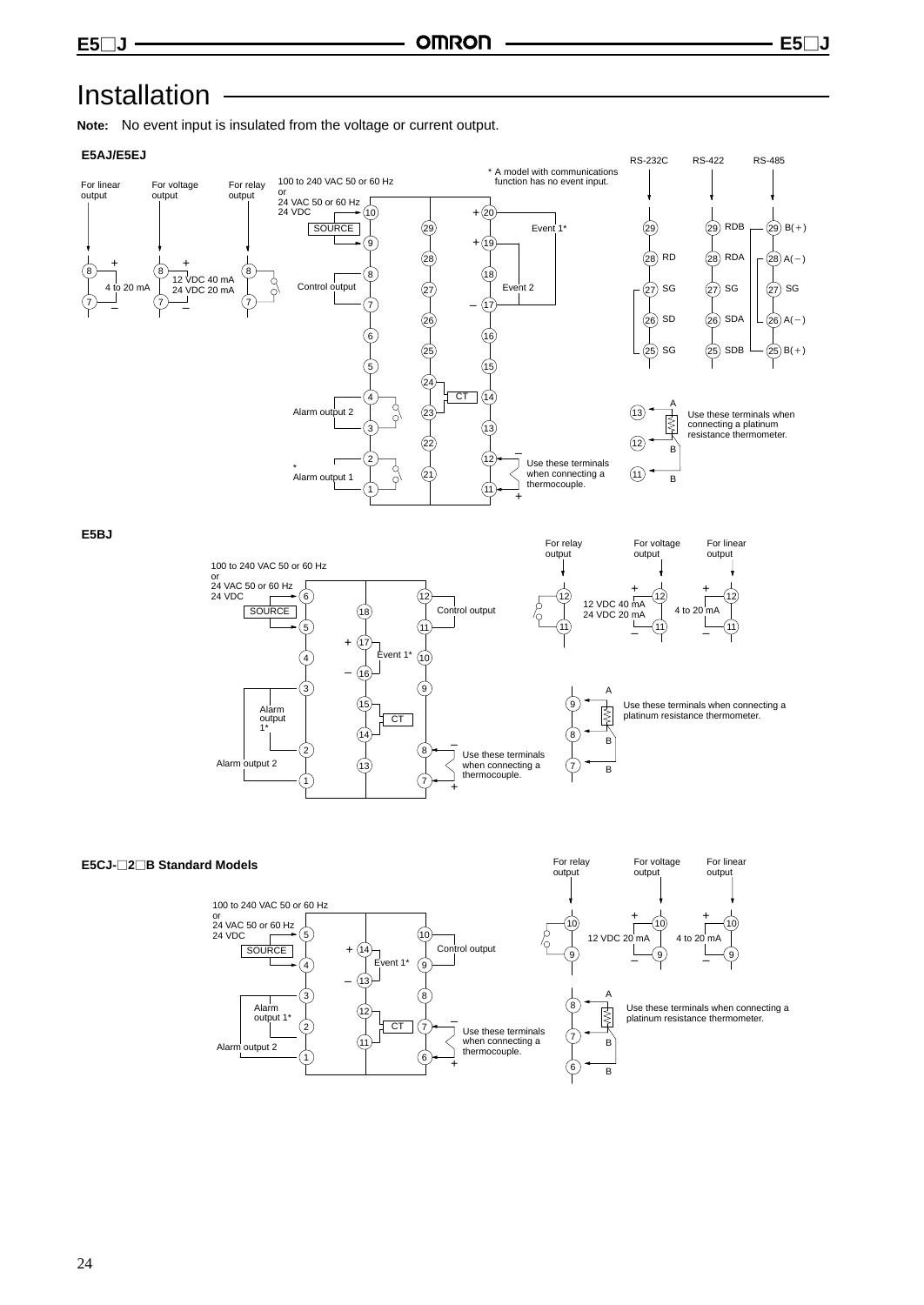# Installation

**Note:** No event input is insulated from the voltage or current output.

### E5AJ/E5EJ

For linear output: 8 (+), 7 (–), 4 to 20 mA

For voltage output: 8 (+), 7 (–), 12 VDC 40 mA / 24 VDC 20 mA

For relay output: 8, 7

100 to 240 VAC 50 or 60 Hz or 24 VAC 50 or 60 Hz 24 VDC: SOURCE (10, 9)

Control output: 8, 7

Alarm output 2: 4, 3

\* Alarm output 1: 2, 1

CT: 24, 23

Event 1*: + 20, + 19

Event 2: 18, – 17

Use these terminals when connecting a thermocouple: 12 (–), 11 (+)

\* A model with communications function has no event input.

| RS-232C | RS-422 | RS-485 |
|---|---|---|
| 29 | 29 RDB | 29 B(+) |
| 28 RD | 28 RDA | 28 A(−) |
| 27 SG | 27 SG | 27 SG |
| 26 SD | 26 SDA | 26 A(−) |
| 25 SG | 25 SDB | 25 B(+) |

Use these terminals when connecting a platinum resistance thermometer: 13 (A), 12 (B), 11 (B)

### E5BJ

100 to 240 VAC 50 or 60 Hz or 24 VAC 50 or 60 Hz 24 VDC: SOURCE (6, 5)

Alarm output 1*: 3, 2

Alarm output 2: 2, 1

Event 1*: + 17, – 16

CT: 15, 14

Control output: 12, 11

Use these terminals when connecting a thermocouple: 8 (–), 7 (+)

For relay output: 12, 11

For voltage output: 12 (+), 11 (–), 12 VDC 40 mA / 24 VDC 20 mA

For linear output: 12 (+), 11 (–), 4 to 20 mA

Use these terminals when connecting a platinum resistance thermometer: 9 (A), 8 (B), 7 (B)

### E5CJ-□2□B Standard Models

100 to 240 VAC 50 or 60 Hz or 24 VAC 50 or 60 Hz 24 VDC: SOURCE (5, 4)

Alarm output 1*: 3, 2

Alarm output 2: 2, 1

Event 1*: + 14, – 13

CT: 12, 11

Control output: 10, 9

Use these terminals when connecting a thermocouple: 7 (–), 6 (+)

For relay output: 10, 9

For voltage output: 10 (+), 9 (–), 12 VDC 20 mA

For linear output: 10 (+), 9 (–), 4 to 20 mA

Use these terminals when connecting a platinum resistance thermometer: 8 (A), 7 (B), 6 (B)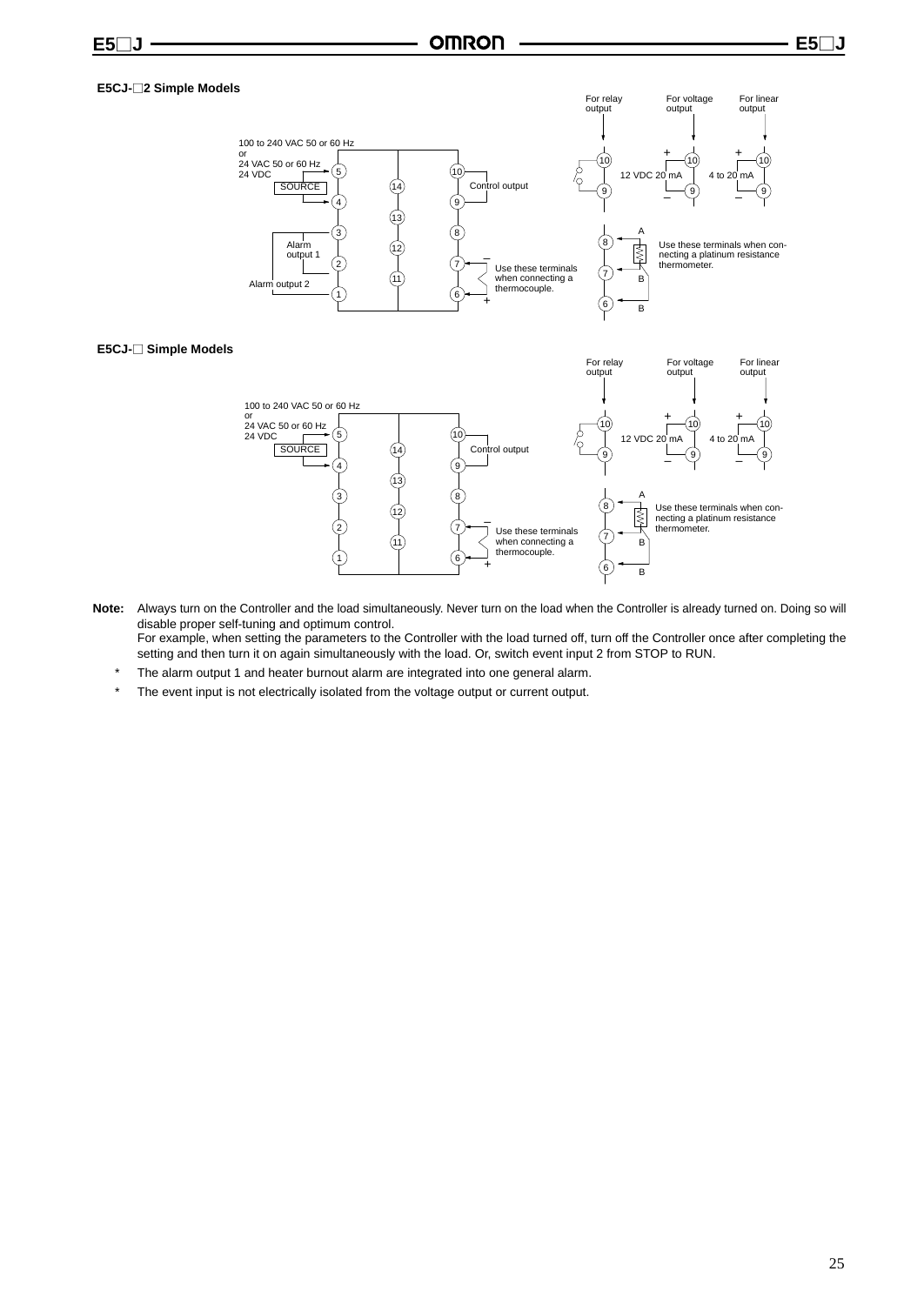**E5CJ-□2 Simple Models**

100 to 240 VAC 50 or 60 Hz or 24 VAC 50 or 60 Hz 24 VDC

SOURCE

Alarm output 1

Alarm output 2

Control output

Use these terminals when connecting a thermocouple.

For relay output

For voltage output

For linear output

12 VDC 20 mA

4 to 20 mA

Use these terminals when connecting a platinum resistance thermometer.

**E5CJ-□ Simple Models**

100 to 240 VAC 50 or 60 Hz or 24 VAC 50 or 60 Hz 24 VDC

SOURCE

Control output

Use these terminals when connecting a thermocouple.

For relay output

For voltage output

For linear output

12 VDC 20 mA

4 to 20 mA

Use these terminals when connecting a platinum resistance thermometer.

**Note:** Always turn on the Controller and the load simultaneously. Never turn on the load when the Controller is already turned on. Doing so will disable proper self-tuning and optimum control.
For example, when setting the parameters to the Controller with the load turned off, turn off the Controller once after completing the setting and then turn it on again simultaneously with the load. Or, switch event input 2 from STOP to RUN.

\* The alarm output 1 and heater burnout alarm are integrated into one general alarm.

\* The event input is not electrically isolated from the voltage output or current output.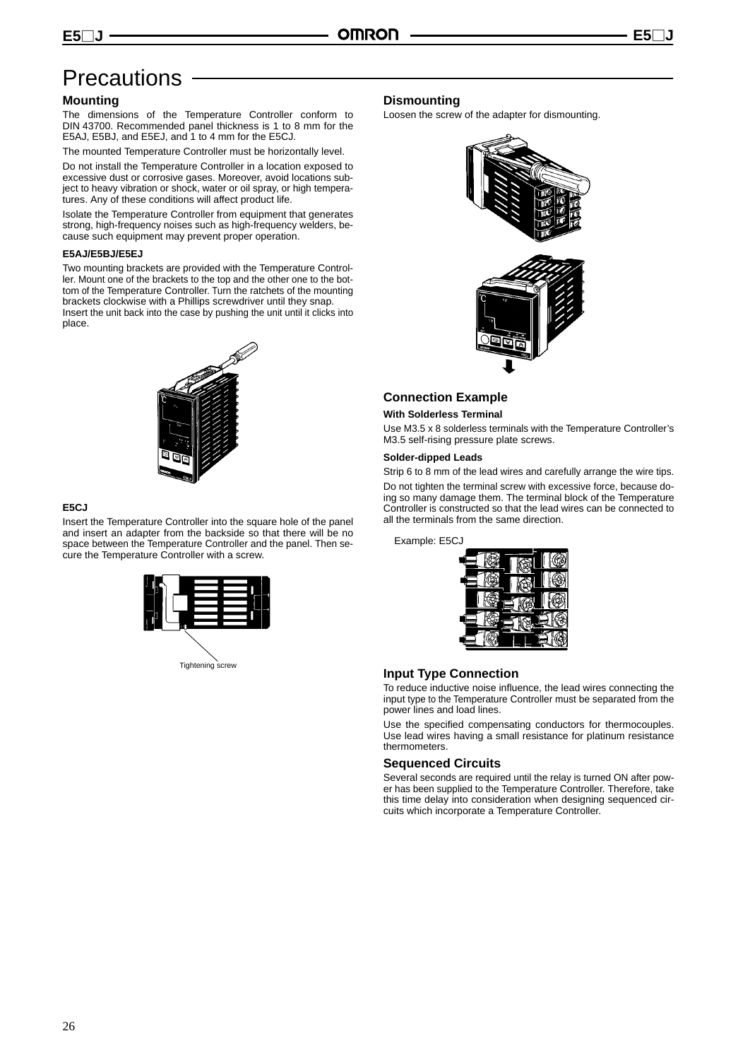# Precautions

## Mounting

The dimensions of the Temperature Controller conform to DIN 43700. Recommended panel thickness is 1 to 8 mm for the E5AJ, E5BJ, and E5EJ, and 1 to 4 mm for the E5CJ.

The mounted Temperature Controller must be horizontally level.

Do not install the Temperature Controller in a location exposed to excessive dust or corrosive gases. Moreover, avoid locations subject to heavy vibration or shock, water or oil spray, or high temperatures. Any of these conditions will affect product life.

Isolate the Temperature Controller from equipment that generates strong, high-frequency noises such as high-frequency welders, because such equipment may prevent proper operation.

### E5AJ/E5BJ/E5EJ

Two mounting brackets are provided with the Temperature Controller. Mount one of the brackets to the top and the other one to the bottom of the Temperature Controller. Turn the ratchets of the mounting brackets clockwise with a Phillips screwdriver until they snap.
Insert the unit back into the case by pushing the unit until it clicks into place.

### E5CJ

Insert the Temperature Controller into the square hole of the panel and insert an adapter from the backside so that there will be no space between the Temperature Controller and the panel. Then secure the Temperature Controller with a screw.

Tightening screw

## Dismounting

Loosen the screw of the adapter for dismounting.

## Connection Example

### With Solderless Terminal

Use M3.5 x 8 solderless terminals with the Temperature Controller's M3.5 self-rising pressure plate screws.

### Solder-dipped Leads

Strip 6 to 8 mm of the lead wires and carefully arrange the wire tips.

Do not tighten the terminal screw with excessive force, because doing so many damage them. The terminal block of the Temperature Controller is constructed so that the lead wires can be connected to all the terminals from the same direction.

Example: E5CJ

## Input Type Connection

To reduce inductive noise influence, the lead wires connecting the input type to the Temperature Controller must be separated from the power lines and load lines.

Use the specified compensating conductors for thermocouples. Use lead wires having a small resistance for platinum resistance thermometers.

## Sequenced Circuits

Several seconds are required until the relay is turned ON after power has been supplied to the Temperature Controller. Therefore, take this time delay into consideration when designing sequenced circuits which incorporate a Temperature Controller.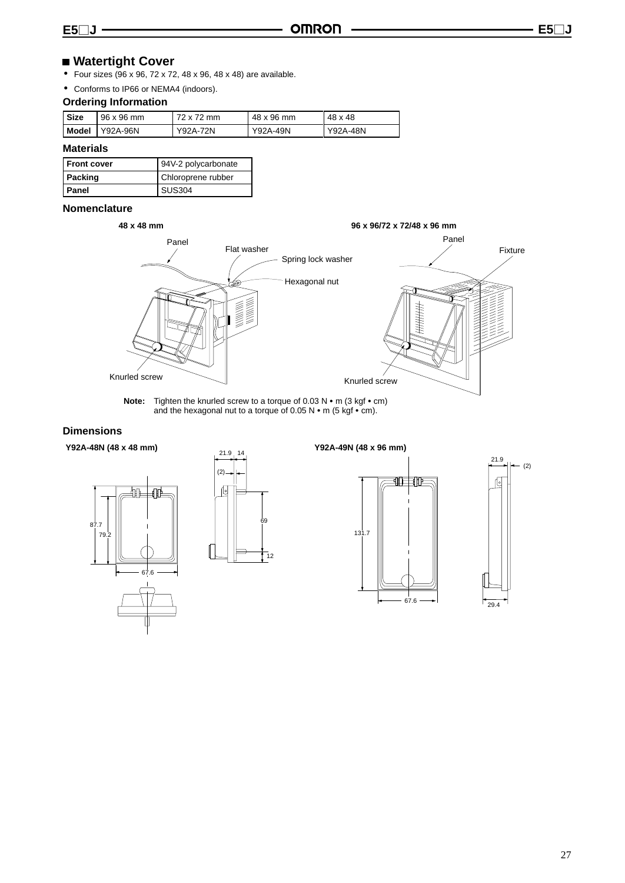## Watertight Cover

- Four sizes (96 x 96, 72 x 72, 48 x 96, 48 x 48) are available.
- Conforms to IP66 or NEMA4 (indoors).

### Ordering Information

| Size | 96 x 96 mm | 72 x 72 mm | 48 x 96 mm | 48 x 48 |
|---|---|---|---|---|
| Model | Y92A-96N | Y92A-72N | Y92A-49N | Y92A-48N |

### Materials

| Front cover | 94V-2 polycarbonate |
|---|---|
| Packing | Chloroprene rubber |
| Panel | SUS304 |

### Nomenclature

**48 x 48 mm**

Panel, Flat washer, Spring lock washer, Hexagonal nut, Knurled screw

**96 x 96/72 x 72/48 x 96 mm**

Panel, Fixture, Knurled screw

**Note:** Tighten the knurled screw to a torque of 0.03 N • m (3 kgf • cm) and the hexagonal nut to a torque of 0.05 N • m (5 kgf • cm).

### Dimensions

**Y92A-48N (48 x 48 mm)**

87.7, 79.2, 67.6, 21.9, 14, (2), 69, 12

**Y92A-49N (48 x 96 mm)**

131.7, 67.6, 21.9, (2), 29.4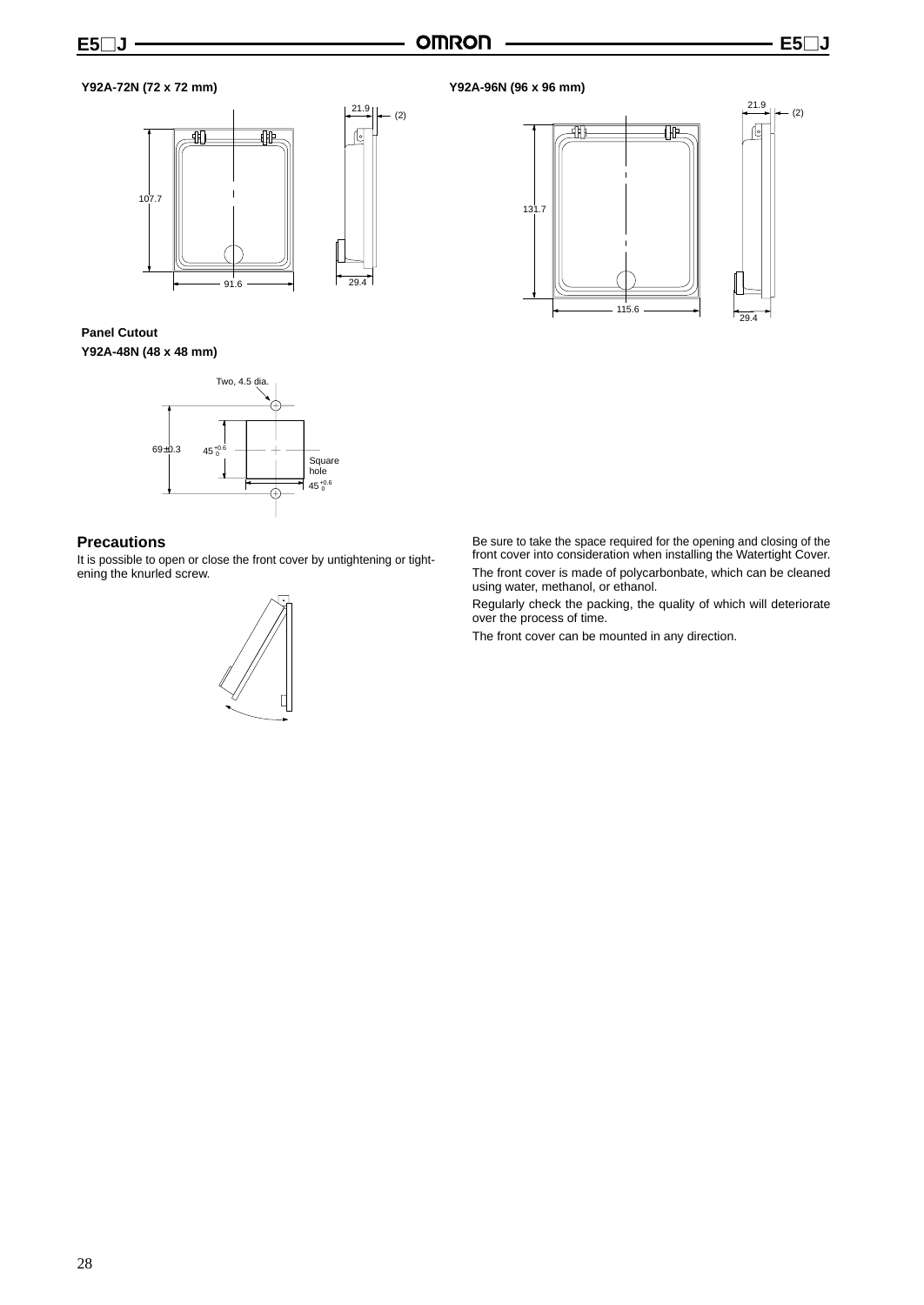**Y92A-72N (72 x 72 mm)**

**Y92A-96N (96 x 96 mm)**

**Panel Cutout**

**Y92A-48N (48 x 48 mm)**

## Precautions

It is possible to open or close the front cover by untightening or tightening the knurled screw.

Be sure to take the space required for the opening and closing of the front cover into consideration when installing the Watertight Cover.

The front cover is made of polycarbonbate, which can be cleaned using water, methanol, or ethanol.

Regularly check the packing, the quality of which will deteriorate over the process of time.

The front cover can be mounted in any direction.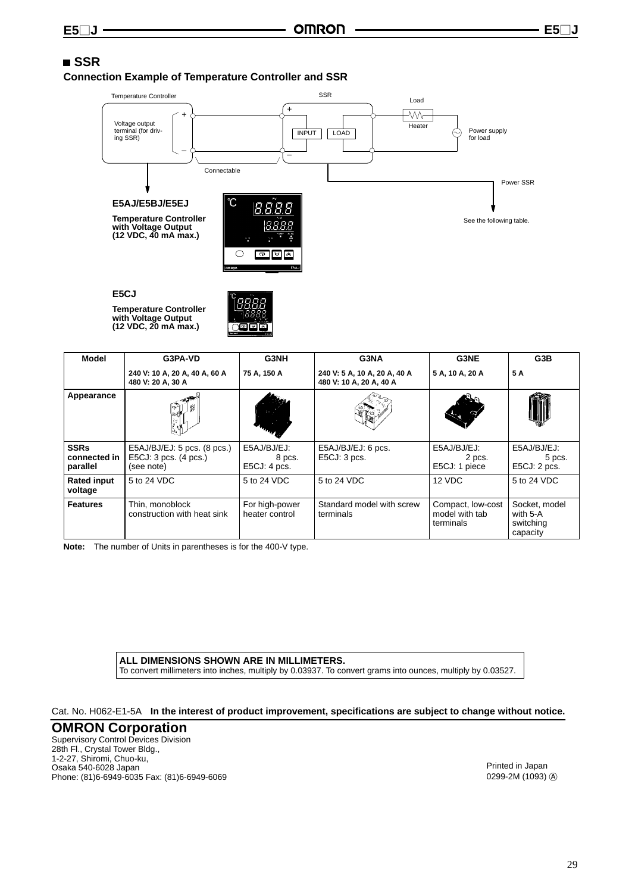## SSR

### Connection Example of Temperature Controller and SSR

Temperature Controller

Voltage output terminal (for driving SSR)

SSR

INPUT

LOAD

Load

Heater

Power supply for load

Connectable

Power SSR

See the following table.

**E5AJ/E5BJ/E5EJ**

**Temperature Controller with Voltage Output (12 VDC, 40 mA max.)**

**E5CJ**

**Temperature Controller with Voltage Output (12 VDC, 20 mA max.)**

| Model | G3PA-VD | G3NH | G3NA | G3NE | G3B |
|---|---|---|---|---|---|
| | **240 V: 10 A, 20 A, 40 A, 60 A 480 V: 20 A, 30 A** | **75 A, 150 A** | **240 V: 5 A, 10 A, 20 A, 40 A 480 V: 10 A, 20 A, 40 A** | **5 A, 10 A, 20 A** | **5 A** |
| **Appearance** | | | | | |
| **SSRs connected in parallel** | E5AJ/BJ/EJ: 5 pcs. (8 pcs.) E5CJ: 3 pcs. (4 pcs.) (see note) | E5AJ/BJ/EJ: 8 pcs. E5CJ: 4 pcs. | E5AJ/BJ/EJ: 6 pcs. E5CJ: 3 pcs. | E5AJ/BJ/EJ: 2 pcs. E5CJ: 1 piece | E5AJ/BJ/EJ: 5 pcs. E5CJ: 2 pcs. |
| **Rated input voltage** | 5 to 24 VDC | 5 to 24 VDC | 5 to 24 VDC | 12 VDC | 5 to 24 VDC |
| **Features** | Thin, monoblock construction with heat sink | For high-power heater control | Standard model with screw terminals | Compact, low-cost model with tab terminals | Socket, model with 5-A switching capacity |

**Note:** The number of Units in parentheses is for the 400-V type.

**ALL DIMENSIONS SHOWN ARE IN MILLIMETERS.**
To convert millimeters into inches, multiply by 0.03937. To convert grams into ounces, multiply by 0.03527.

Cat. No. H062-E1-5A **In the interest of product improvement, specifications are subject to change without notice.**

**OMRON Corporation**
Supervisory Control Devices Division
28th Fl., Crystal Tower Bldg.,
1-2-27, Shiromi, Chuo-ku,
Osaka 540-6028 Japan
Phone: (81)6-6949-6035 Fax: (81)6-6949-6069

Printed in Japan
0299-2M (1093) Ⓐ